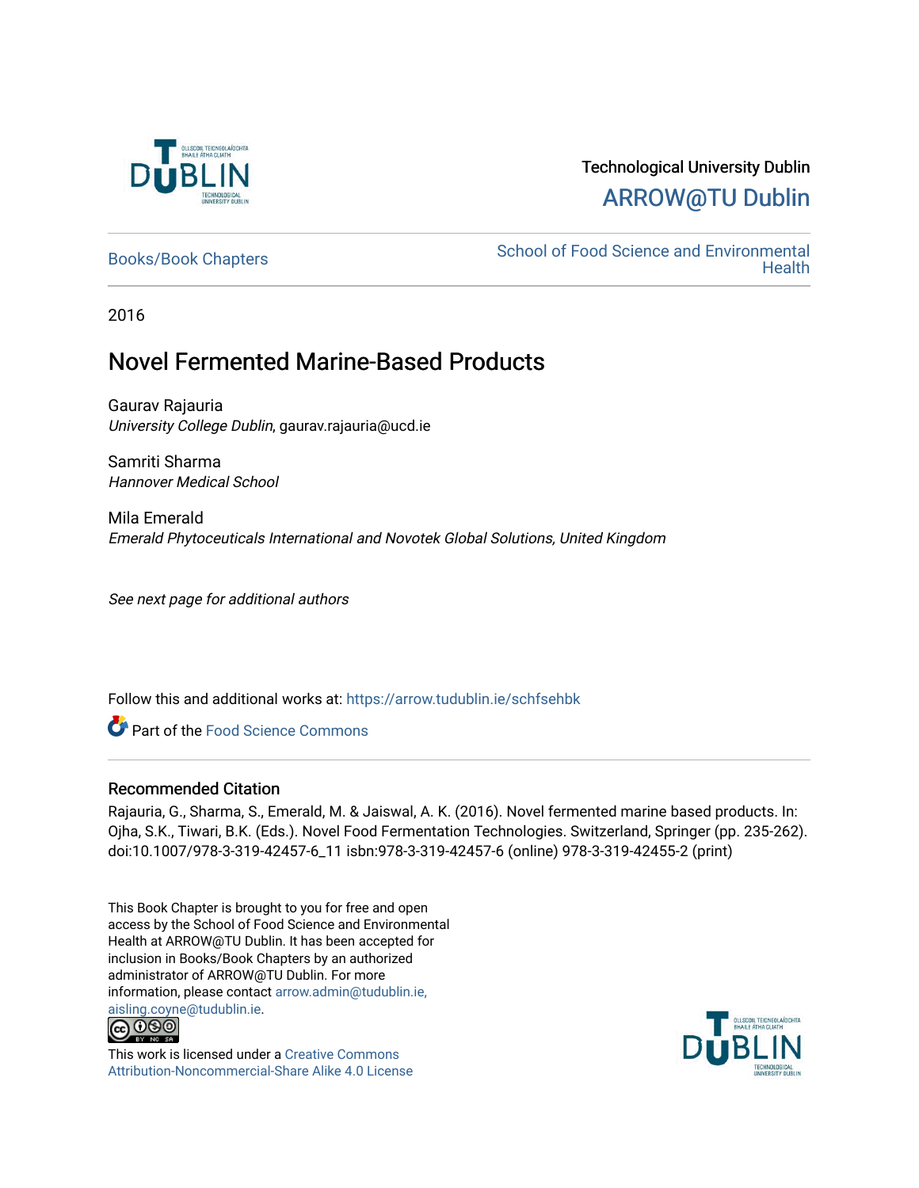Technological University Dublin

ARROW@TU Dublin

Books/Book Chapters

School of Food Science and Environmental Health

2016

# Novel Fermented Marine-Based Products

Gaurav Rajauria
*University College Dublin*, gaurav.rajauria@ucd.ie

Samriti Sharma
*Hannover Medical School*

Mila Emerald
*Emerald Phytoceuticals International and Novotek Global Solutions, United Kingdom*

*See next page for additional authors*

Follow this and additional works at: https://arrow.tudublin.ie/schfsehbk

Part of the Food Science Commons

## Recommended Citation

Rajauria, G., Sharma, S., Emerald, M. & Jaiswal, A. K. (2016). Novel fermented marine based products. In: Ojha, S.K., Tiwari, B.K. (Eds.). Novel Food Fermentation Technologies. Switzerland, Springer (pp. 235-262). doi:10.1007/978-3-319-42457-6_11 isbn:978-3-319-42457-6 (online) 978-3-319-42455-2 (print)

This Book Chapter is brought to you for free and open access by the School of Food Science and Environmental Health at ARROW@TU Dublin. It has been accepted for inclusion in Books/Book Chapters by an authorized administrator of ARROW@TU Dublin. For more information, please contact arrow.admin@tudublin.ie, aisling.coyne@tudublin.ie.

This work is licensed under a Creative Commons Attribution-Noncommercial-Share Alike 4.0 License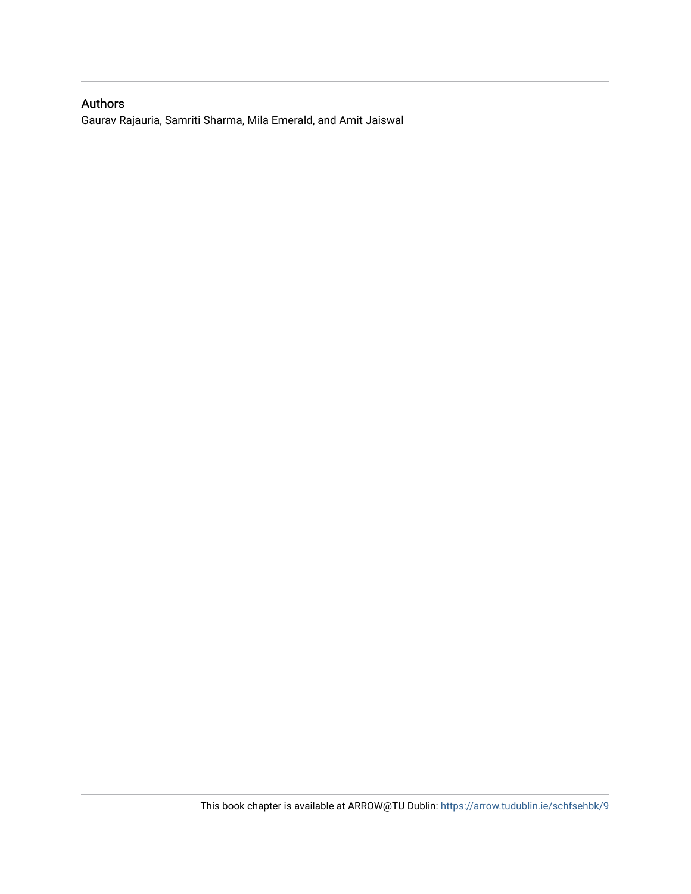## Authors

Gaurav Rajauria, Samriti Sharma, Mila Emerald, and Amit Jaiswal

This book chapter is available at ARROW@TU Dublin: https://arrow.tudublin.ie/schfsehbk/9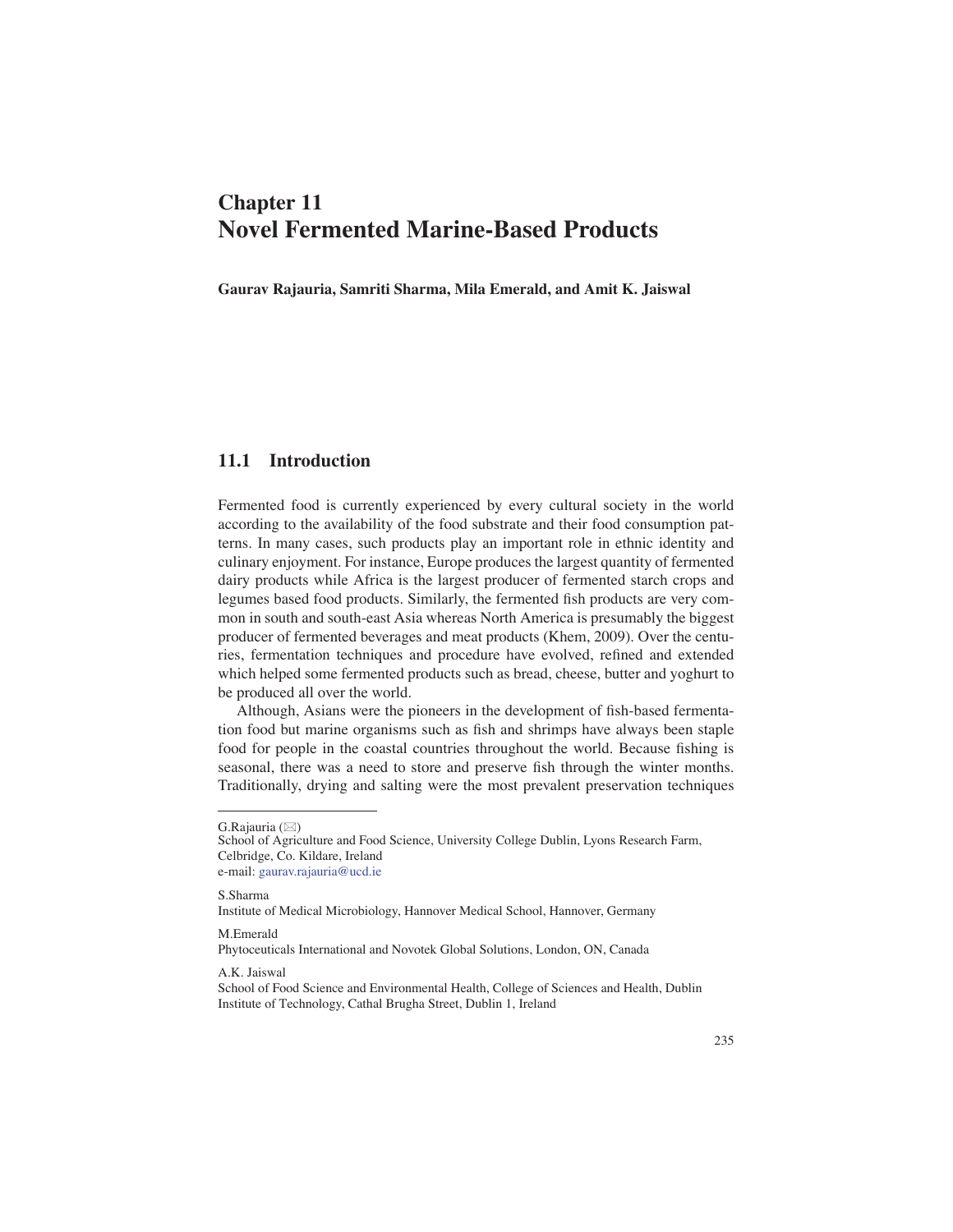# Chapter 11
# Novel Fermented Marine-Based Products

**Gaurav Rajauria, Samriti Sharma, Mila Emerald, and Amit K. Jaiswal**

## 11.1 Introduction

Fermented food is currently experienced by every cultural society in the world according to the availability of the food substrate and their food consumption patterns. In many cases, such products play an important role in ethnic identity and culinary enjoyment. For instance, Europe produces the largest quantity of fermented dairy products while Africa is the largest producer of fermented starch crops and legumes based food products. Similarly, the fermented fish products are very common in south and south-east Asia whereas North America is presumably the biggest producer of fermented beverages and meat products (Khem, 2009). Over the centuries, fermentation techniques and procedure have evolved, refined and extended which helped some fermented products such as bread, cheese, butter and yoghurt to be produced all over the world.

Although, Asians were the pioneers in the development of fish-based fermentation food but marine organisms such as fish and shrimps have always been staple food for people in the coastal countries throughout the world. Because fishing is seasonal, there was a need to store and preserve fish through the winter months. Traditionally, drying and salting were the most prevalent preservation techniques

---

G.Rajauria (✉)
School of Agriculture and Food Science, University College Dublin, Lyons Research Farm, Celbridge, Co. Kildare, Ireland
e-mail: gaurav.rajauria@ucd.ie

S.Sharma
Institute of Medical Microbiology, Hannover Medical School, Hannover, Germany

M.Emerald
Phytoceuticals International and Novotek Global Solutions, London, ON, Canada

A.K. Jaiswal
School of Food Science and Environmental Health, College of Sciences and Health, Dublin Institute of Technology, Cathal Brugha Street, Dublin 1, Ireland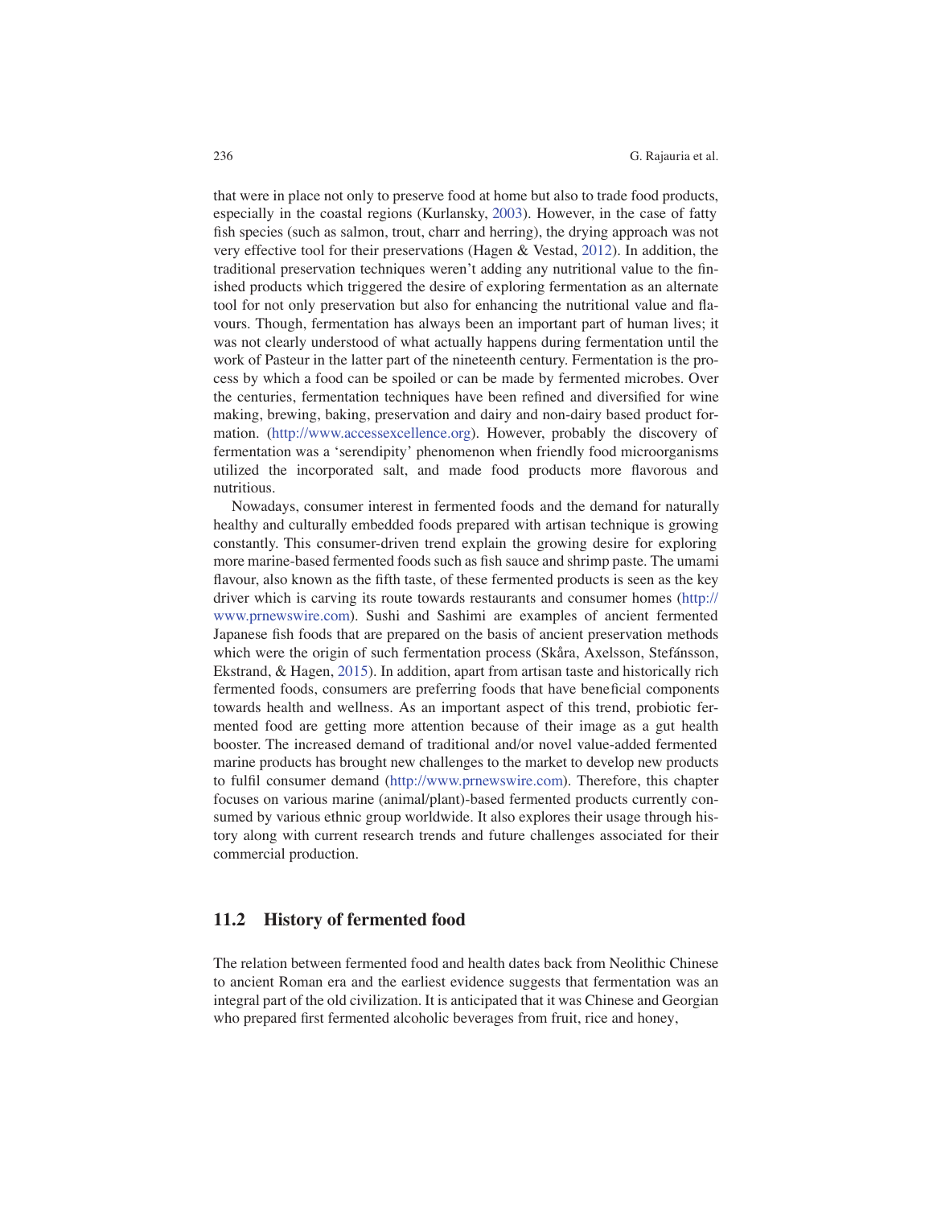that were in place not only to preserve food at home but also to trade food products, especially in the coastal regions (Kurlansky, 2003). However, in the case of fatty fish species (such as salmon, trout, charr and herring), the drying approach was not very effective tool for their preservations (Hagen & Vestad, 2012). In addition, the traditional preservation techniques weren't adding any nutritional value to the finished products which triggered the desire of exploring fermentation as an alternate tool for not only preservation but also for enhancing the nutritional value and flavours. Though, fermentation has always been an important part of human lives; it was not clearly understood of what actually happens during fermentation until the work of Pasteur in the latter part of the nineteenth century. Fermentation is the process by which a food can be spoiled or can be made by fermented microbes. Over the centuries, fermentation techniques have been refined and diversified for wine making, brewing, baking, preservation and dairy and non-dairy based product formation. (http://www.accessexcellence.org). However, probably the discovery of fermentation was a 'serendipity' phenomenon when friendly food microorganisms utilized the incorporated salt, and made food products more flavorous and nutritious.

Nowadays, consumer interest in fermented foods and the demand for naturally healthy and culturally embedded foods prepared with artisan technique is growing constantly. This consumer-driven trend explain the growing desire for exploring more marine-based fermented foods such as fish sauce and shrimp paste. The umami flavour, also known as the fifth taste, of these fermented products is seen as the key driver which is carving its route towards restaurants and consumer homes (http://www.prnewswire.com). Sushi and Sashimi are examples of ancient fermented Japanese fish foods that are prepared on the basis of ancient preservation methods which were the origin of such fermentation process (Skåra, Axelsson, Stefánsson, Ekstrand, & Hagen, 2015). In addition, apart from artisan taste and historically rich fermented foods, consumers are preferring foods that have beneficial components towards health and wellness. As an important aspect of this trend, probiotic fermented food are getting more attention because of their image as a gut health booster. The increased demand of traditional and/or novel value-added fermented marine products has brought new challenges to the market to develop new products to fulfil consumer demand (http://www.prnewswire.com). Therefore, this chapter focuses on various marine (animal/plant)-based fermented products currently consumed by various ethnic group worldwide. It also explores their usage through history along with current research trends and future challenges associated for their commercial production.

## 11.2 History of fermented food

The relation between fermented food and health dates back from Neolithic Chinese to ancient Roman era and the earliest evidence suggests that fermentation was an integral part of the old civilization. It is anticipated that it was Chinese and Georgian who prepared first fermented alcoholic beverages from fruit, rice and honey,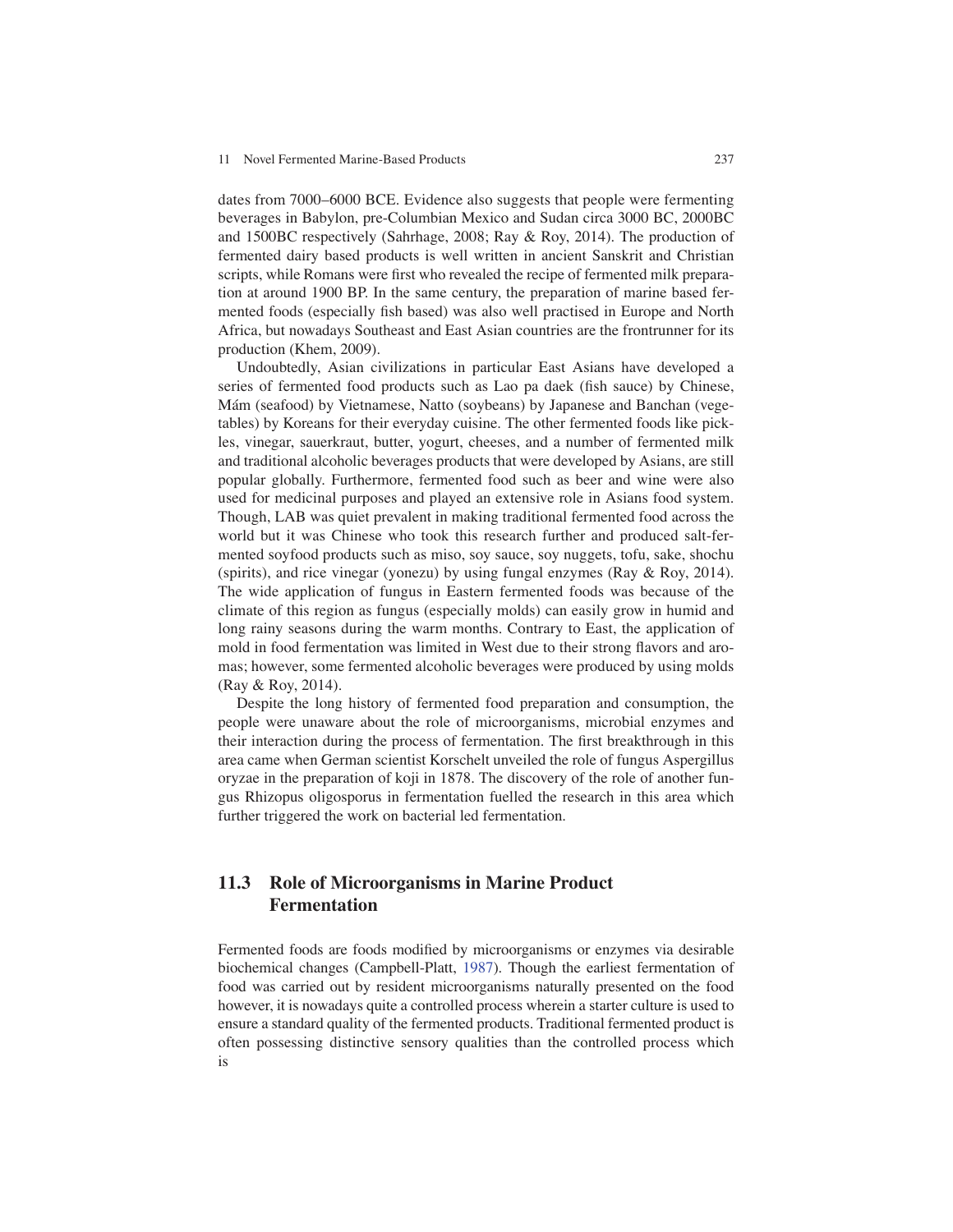dates from 7000–6000 BCE. Evidence also suggests that people were fermenting beverages in Babylon, pre-Columbian Mexico and Sudan circa 3000 BC, 2000BC and 1500BC respectively (Sahrhage, 2008; Ray & Roy, 2014). The production of fermented dairy based products is well written in ancient Sanskrit and Christian scripts, while Romans were first who revealed the recipe of fermented milk preparation at around 1900 BP. In the same century, the preparation of marine based fermented foods (especially fish based) was also well practised in Europe and North Africa, but nowadays Southeast and East Asian countries are the frontrunner for its production (Khem, 2009).

Undoubtedly, Asian civilizations in particular East Asians have developed a series of fermented food products such as Lao pa daek (fish sauce) by Chinese, Mắm (seafood) by Vietnamese, Natto (soybeans) by Japanese and Banchan (vegetables) by Koreans for their everyday cuisine. The other fermented foods like pickles, vinegar, sauerkraut, butter, yogurt, cheeses, and a number of fermented milk and traditional alcoholic beverages products that were developed by Asians, are still popular globally. Furthermore, fermented food such as beer and wine were also used for medicinal purposes and played an extensive role in Asians food system. Though, LAB was quiet prevalent in making traditional fermented food across the world but it was Chinese who took this research further and produced salt-fermented soyfood products such as miso, soy sauce, soy nuggets, tofu, sake, shochu (spirits), and rice vinegar (yonezu) by using fungal enzymes (Ray & Roy, 2014). The wide application of fungus in Eastern fermented foods was because of the climate of this region as fungus (especially molds) can easily grow in humid and long rainy seasons during the warm months. Contrary to East, the application of mold in food fermentation was limited in West due to their strong flavors and aromas; however, some fermented alcoholic beverages were produced by using molds (Ray & Roy, 2014).

Despite the long history of fermented food preparation and consumption, the people were unaware about the role of microorganisms, microbial enzymes and their interaction during the process of fermentation. The first breakthrough in this area came when German scientist Korschelt unveiled the role of fungus Aspergillus oryzae in the preparation of koji in 1878. The discovery of the role of another fungus Rhizopus oligosporus in fermentation fuelled the research in this area which further triggered the work on bacterial led fermentation.

## 11.3 Role of Microorganisms in Marine Product Fermentation

Fermented foods are foods modified by microorganisms or enzymes via desirable biochemical changes (Campbell-Platt, 1987). Though the earliest fermentation of food was carried out by resident microorganisms naturally presented on the food however, it is nowadays quite a controlled process wherein a starter culture is used to ensure a standard quality of the fermented products. Traditional fermented product is often possessing distinctive sensory qualities than the controlled process which is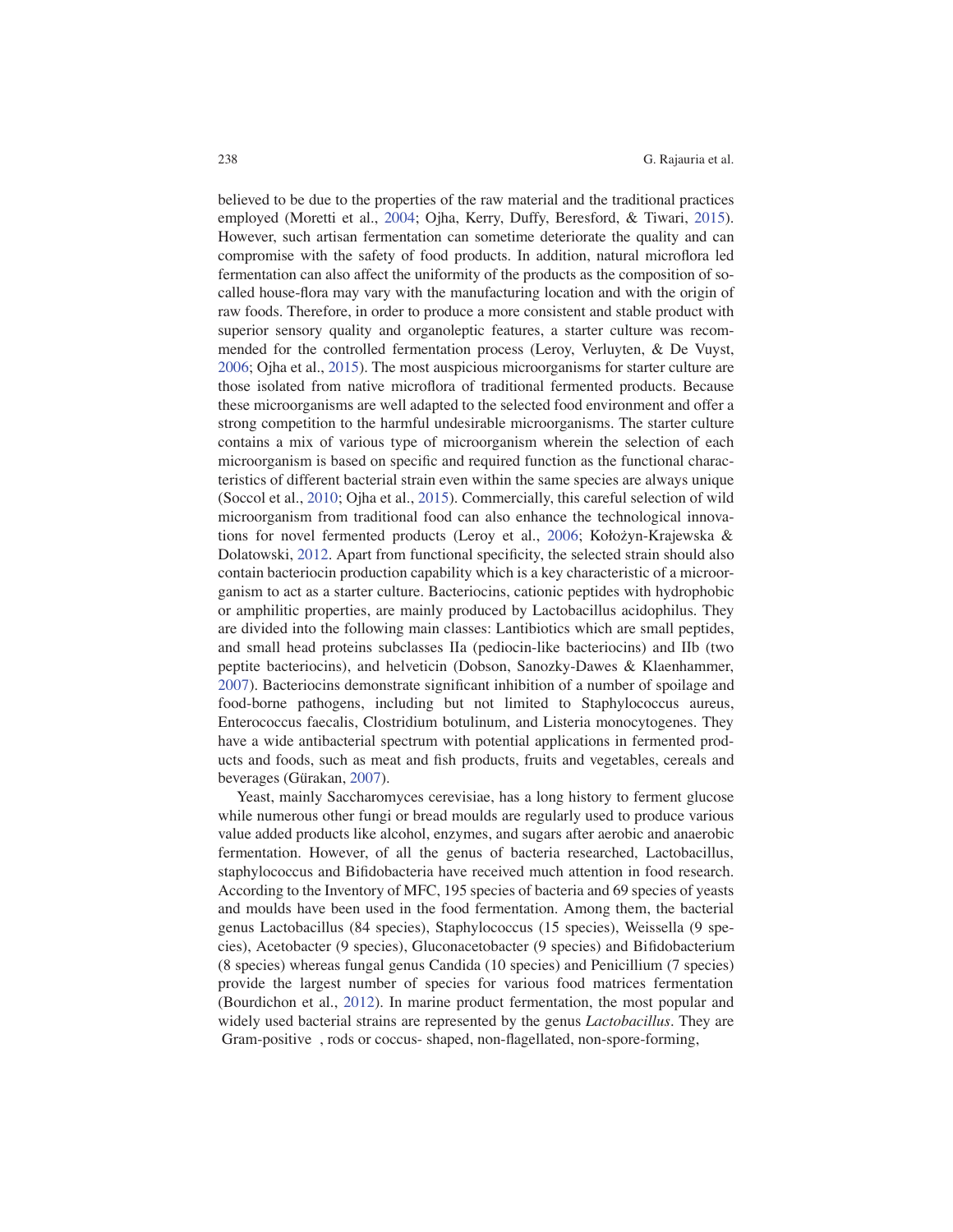believed to be due to the properties of the raw material and the traditional practices employed (Moretti et al., 2004; Ojha, Kerry, Duffy, Beresford, & Tiwari, 2015). However, such artisan fermentation can sometime deteriorate the quality and can compromise with the safety of food products. In addition, natural microflora led fermentation can also affect the uniformity of the products as the composition of so-called house-flora may vary with the manufacturing location and with the origin of raw foods. Therefore, in order to produce a more consistent and stable product with superior sensory quality and organoleptic features, a starter culture was recommended for the controlled fermentation process (Leroy, Verluyten, & De Vuyst, 2006; Ojha et al., 2015). The most auspicious microorganisms for starter culture are those isolated from native microflora of traditional fermented products. Because these microorganisms are well adapted to the selected food environment and offer a strong competition to the harmful undesirable microorganisms. The starter culture contains a mix of various type of microorganism wherein the selection of each microorganism is based on specific and required function as the functional characteristics of different bacterial strain even within the same species are always unique (Soccol et al., 2010; Ojha et al., 2015). Commercially, this careful selection of wild microorganism from traditional food can also enhance the technological innovations for novel fermented products (Leroy et al., 2006; Kołożyn-Krajewska & Dolatowski, 2012. Apart from functional specificity, the selected strain should also contain bacteriocin production capability which is a key characteristic of a microorganism to act as a starter culture. Bacteriocins, cationic peptides with hydrophobic or amphilitic properties, are mainly produced by Lactobacillus acidophilus. They are divided into the following main classes: Lantibiotics which are small peptides, and small head proteins subclasses IIa (pediocin-like bacteriocins) and IIb (two peptite bacteriocins), and helveticin (Dobson, Sanozky-Dawes & Klaenhammer, 2007). Bacteriocins demonstrate significant inhibition of a number of spoilage and food-borne pathogens, including but not limited to Staphylococcus aureus, Enterococcus faecalis, Clostridium botulinum, and Listeria monocytogenes. They have a wide antibacterial spectrum with potential applications in fermented products and foods, such as meat and fish products, fruits and vegetables, cereals and beverages (Gürakan, 2007).

Yeast, mainly Saccharomyces cerevisiae, has a long history to ferment glucose while numerous other fungi or bread moulds are regularly used to produce various value added products like alcohol, enzymes, and sugars after aerobic and anaerobic fermentation. However, of all the genus of bacteria researched, Lactobacillus, staphylococcus and Bifidobacteria have received much attention in food research. According to the Inventory of MFC, 195 species of bacteria and 69 species of yeasts and moulds have been used in the food fermentation. Among them, the bacterial genus Lactobacillus (84 species), Staphylococcus (15 species), Weissella (9 species), Acetobacter (9 species), Gluconacetobacter (9 species) and Bifidobacterium (8 species) whereas fungal genus Candida (10 species) and Penicillium (7 species) provide the largest number of species for various food matrices fermentation (Bourdichon et al., 2012). In marine product fermentation, the most popular and widely used bacterial strains are represented by the genus *Lactobacillus*. They are Gram-positive , rods or coccus- shaped, non-flagellated, non-spore-forming,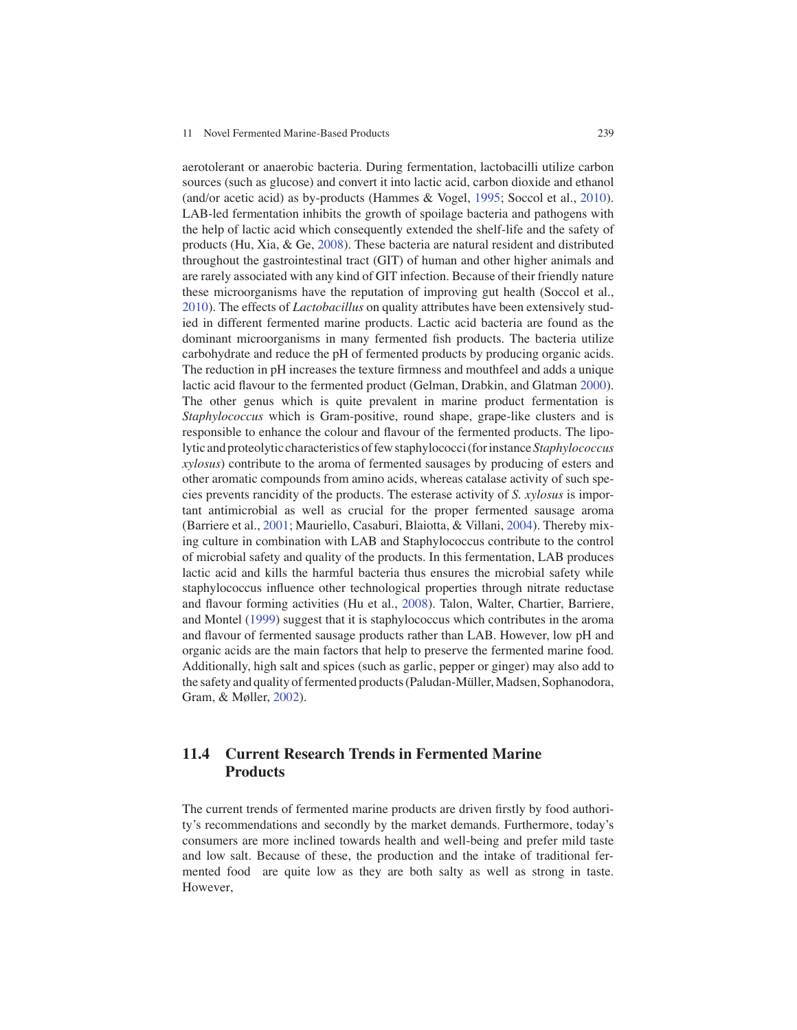aerotolerant or anaerobic bacteria. During fermentation, lactobacilli utilize carbon sources (such as glucose) and convert it into lactic acid, carbon dioxide and ethanol (and/or acetic acid) as by-products (Hammes & Vogel, 1995; Soccol et al., 2010). LAB-led fermentation inhibits the growth of spoilage bacteria and pathogens with the help of lactic acid which consequently extended the shelf-life and the safety of products (Hu, Xia, & Ge, 2008). These bacteria are natural resident and distributed throughout the gastrointestinal tract (GIT) of human and other higher animals and are rarely associated with any kind of GIT infection. Because of their friendly nature these microorganisms have the reputation of improving gut health (Soccol et al., 2010). The effects of *Lactobacillus* on quality attributes have been extensively studied in different fermented marine products. Lactic acid bacteria are found as the dominant microorganisms in many fermented fish products. The bacteria utilize carbohydrate and reduce the pH of fermented products by producing organic acids. The reduction in pH increases the texture firmness and mouthfeel and adds a unique lactic acid flavour to the fermented product (Gelman, Drabkin, and Glatman 2000). The other genus which is quite prevalent in marine product fermentation is *Staphylococcus* which is Gram-positive, round shape, grape-like clusters and is responsible to enhance the colour and flavour of the fermented products. The lipolytic and proteolytic characteristics of few staphylococci (for instance *Staphylococcus xylosus*) contribute to the aroma of fermented sausages by producing of esters and other aromatic compounds from amino acids, whereas catalase activity of such species prevents rancidity of the products. The esterase activity of *S. xylosus* is important antimicrobial as well as crucial for the proper fermented sausage aroma (Barriere et al., 2001; Mauriello, Casaburi, Blaiotta, & Villani, 2004). Thereby mixing culture in combination with LAB and Staphylococcus contribute to the control of microbial safety and quality of the products. In this fermentation, LAB produces lactic acid and kills the harmful bacteria thus ensures the microbial safety while staphylococcus influence other technological properties through nitrate reductase and flavour forming activities (Hu et al., 2008). Talon, Walter, Chartier, Barriere, and Montel (1999) suggest that it is staphylococcus which contributes in the aroma and flavour of fermented sausage products rather than LAB. However, low pH and organic acids are the main factors that help to preserve the fermented marine food. Additionally, high salt and spices (such as garlic, pepper or ginger) may also add to the safety and quality of fermented products (Paludan-Müller, Madsen, Sophanodora, Gram, & Møller, 2002).

## 11.4 Current Research Trends in Fermented Marine Products

The current trends of fermented marine products are driven firstly by food authority's recommendations and secondly by the market demands. Furthermore, today's consumers are more inclined towards health and well-being and prefer mild taste and low salt. Because of these, the production and the intake of traditional fermented food are quite low as they are both salty as well as strong in taste. However,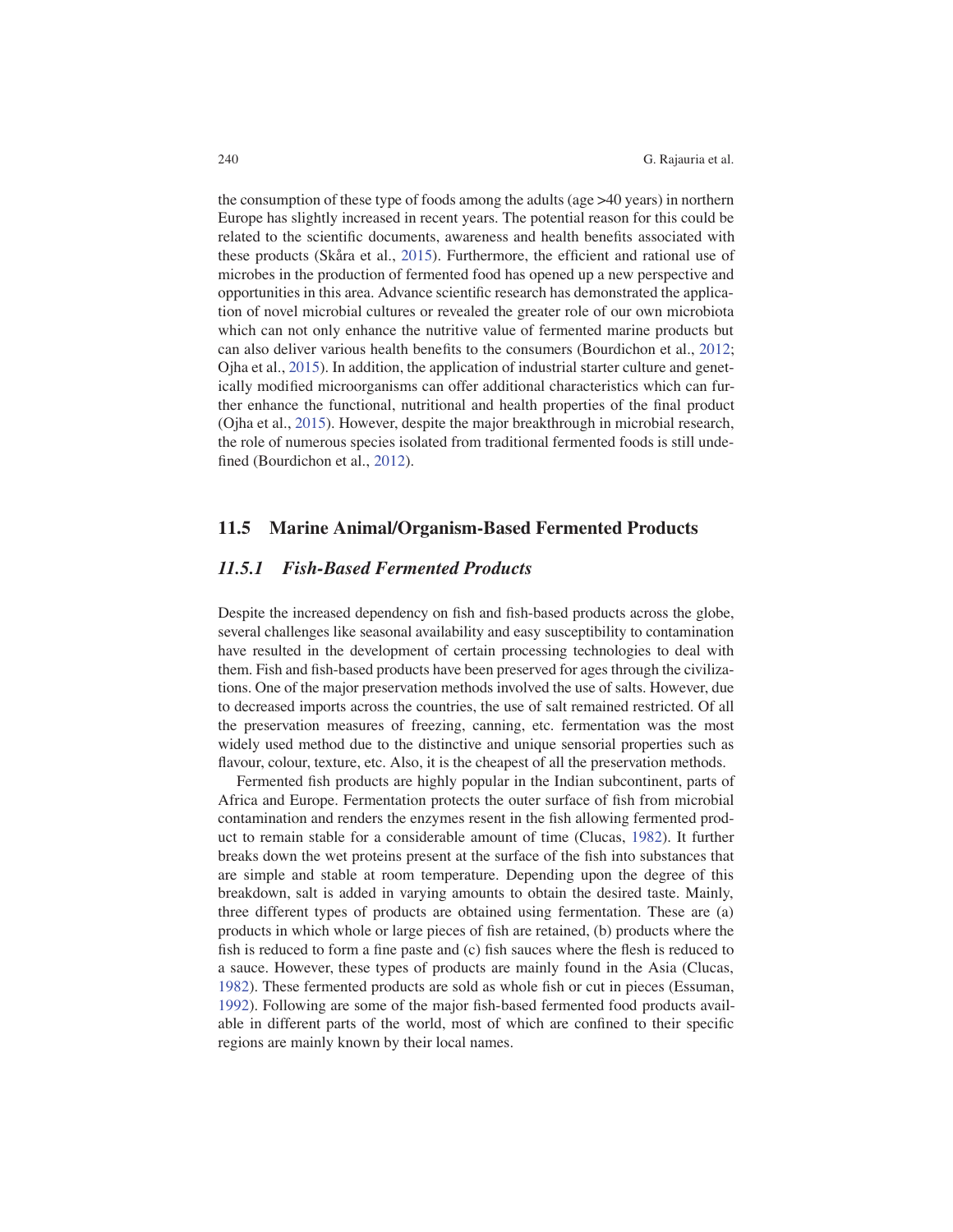the consumption of these type of foods among the adults (age >40 years) in northern Europe has slightly increased in recent years. The potential reason for this could be related to the scientific documents, awareness and health benefits associated with these products (Skåra et al., 2015). Furthermore, the efficient and rational use of microbes in the production of fermented food has opened up a new perspective and opportunities in this area. Advance scientific research has demonstrated the application of novel microbial cultures or revealed the greater role of our own microbiota which can not only enhance the nutritive value of fermented marine products but can also deliver various health benefits to the consumers (Bourdichon et al., 2012; Ojha et al., 2015). In addition, the application of industrial starter culture and genetically modified microorganisms can offer additional characteristics which can further enhance the functional, nutritional and health properties of the final product (Ojha et al., 2015). However, despite the major breakthrough in microbial research, the role of numerous species isolated from traditional fermented foods is still undefined (Bourdichon et al., 2012).

## 11.5 Marine Animal/Organism-Based Fermented Products

### *11.5.1 Fish-Based Fermented Products*

Despite the increased dependency on fish and fish-based products across the globe, several challenges like seasonal availability and easy susceptibility to contamination have resulted in the development of certain processing technologies to deal with them. Fish and fish-based products have been preserved for ages through the civilizations. One of the major preservation methods involved the use of salts. However, due to decreased imports across the countries, the use of salt remained restricted. Of all the preservation measures of freezing, canning, etc. fermentation was the most widely used method due to the distinctive and unique sensorial properties such as flavour, colour, texture, etc. Also, it is the cheapest of all the preservation methods.

Fermented fish products are highly popular in the Indian subcontinent, parts of Africa and Europe. Fermentation protects the outer surface of fish from microbial contamination and renders the enzymes resent in the fish allowing fermented product to remain stable for a considerable amount of time (Clucas, 1982). It further breaks down the wet proteins present at the surface of the fish into substances that are simple and stable at room temperature. Depending upon the degree of this breakdown, salt is added in varying amounts to obtain the desired taste. Mainly, three different types of products are obtained using fermentation. These are (a) products in which whole or large pieces of fish are retained, (b) products where the fish is reduced to form a fine paste and (c) fish sauces where the flesh is reduced to a sauce. However, these types of products are mainly found in the Asia (Clucas, 1982). These fermented products are sold as whole fish or cut in pieces (Essuman, 1992). Following are some of the major fish-based fermented food products available in different parts of the world, most of which are confined to their specific regions are mainly known by their local names.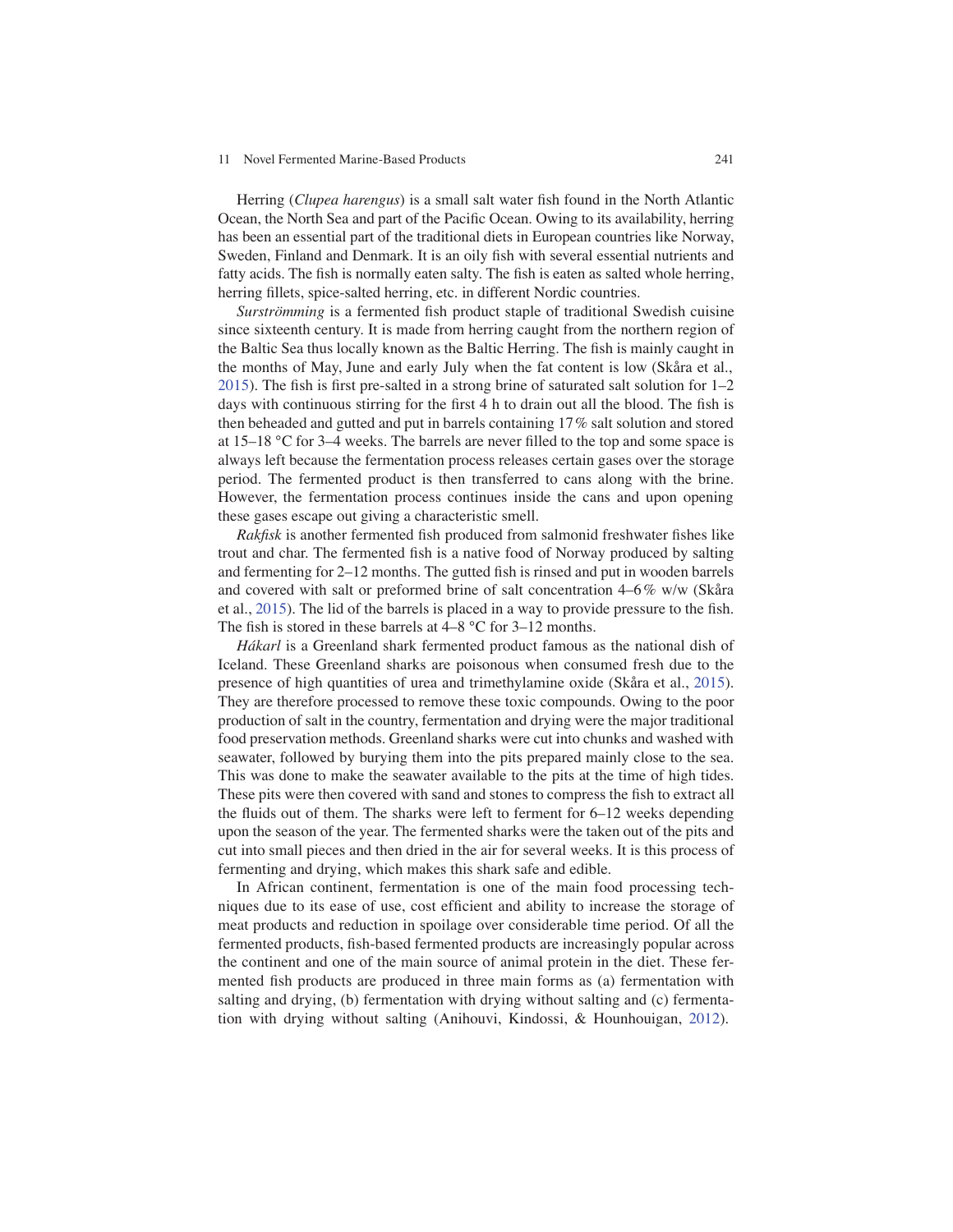Herring (*Clupea harengus*) is a small salt water fish found in the North Atlantic Ocean, the North Sea and part of the Pacific Ocean. Owing to its availability, herring has been an essential part of the traditional diets in European countries like Norway, Sweden, Finland and Denmark. It is an oily fish with several essential nutrients and fatty acids. The fish is normally eaten salty. The fish is eaten as salted whole herring, herring fillets, spice-salted herring, etc. in different Nordic countries.

*Surströmming* is a fermented fish product staple of traditional Swedish cuisine since sixteenth century. It is made from herring caught from the northern region of the Baltic Sea thus locally known as the Baltic Herring. The fish is mainly caught in the months of May, June and early July when the fat content is low (Skåra et al., 2015). The fish is first pre-salted in a strong brine of saturated salt solution for 1–2 days with continuous stirring for the first 4 h to drain out all the blood. The fish is then beheaded and gutted and put in barrels containing 17% salt solution and stored at 15–18 °C for 3–4 weeks. The barrels are never filled to the top and some space is always left because the fermentation process releases certain gases over the storage period. The fermented product is then transferred to cans along with the brine. However, the fermentation process continues inside the cans and upon opening these gases escape out giving a characteristic smell.

*Rakfisk* is another fermented fish produced from salmonid freshwater fishes like trout and char. The fermented fish is a native food of Norway produced by salting and fermenting for 2–12 months. The gutted fish is rinsed and put in wooden barrels and covered with salt or preformed brine of salt concentration 4–6% w/w (Skåra et al., 2015). The lid of the barrels is placed in a way to provide pressure to the fish. The fish is stored in these barrels at 4–8 °C for 3–12 months.

*Hákarl* is a Greenland shark fermented product famous as the national dish of Iceland. These Greenland sharks are poisonous when consumed fresh due to the presence of high quantities of urea and trimethylamine oxide (Skåra et al., 2015). They are therefore processed to remove these toxic compounds. Owing to the poor production of salt in the country, fermentation and drying were the major traditional food preservation methods. Greenland sharks were cut into chunks and washed with seawater, followed by burying them into the pits prepared mainly close to the sea. This was done to make the seawater available to the pits at the time of high tides. These pits were then covered with sand and stones to compress the fish to extract all the fluids out of them. The sharks were left to ferment for 6–12 weeks depending upon the season of the year. The fermented sharks were the taken out of the pits and cut into small pieces and then dried in the air for several weeks. It is this process of fermenting and drying, which makes this shark safe and edible.

In African continent, fermentation is one of the main food processing techniques due to its ease of use, cost efficient and ability to increase the storage of meat products and reduction in spoilage over considerable time period. Of all the fermented products, fish-based fermented products are increasingly popular across the continent and one of the main source of animal protein in the diet. These fermented fish products are produced in three main forms as (a) fermentation with salting and drying, (b) fermentation with drying without salting and (c) fermentation with drying without salting (Anihouvi, Kindossi, & Hounhouigan, 2012).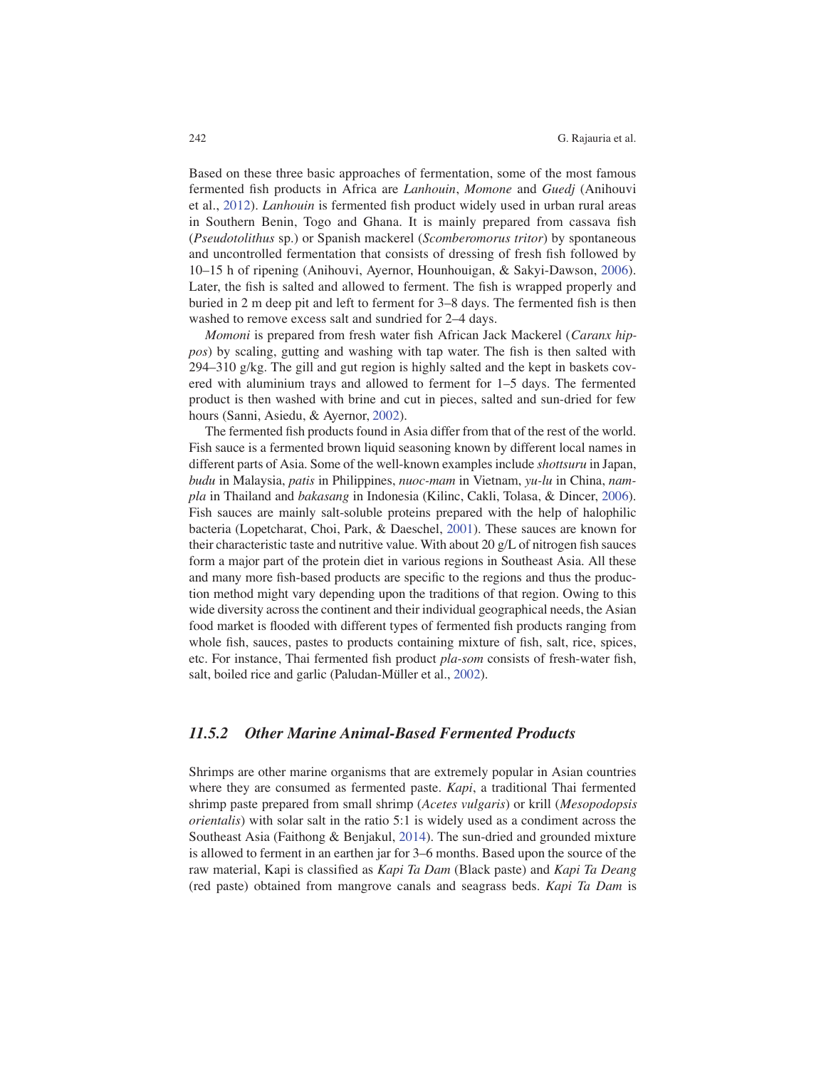Based on these three basic approaches of fermentation, some of the most famous fermented fish products in Africa are *Lanhouin*, *Momone* and *Guedj* (Anihouvi et al., 2012). *Lanhouin* is fermented fish product widely used in urban rural areas in Southern Benin, Togo and Ghana. It is mainly prepared from cassava fish (*Pseudotolithus* sp.) or Spanish mackerel (*Scomberomorus tritor*) by spontaneous and uncontrolled fermentation that consists of dressing of fresh fish followed by 10–15 h of ripening (Anihouvi, Ayernor, Hounhouigan, & Sakyi-Dawson, 2006). Later, the fish is salted and allowed to ferment. The fish is wrapped properly and buried in 2 m deep pit and left to ferment for 3–8 days. The fermented fish is then washed to remove excess salt and sundried for 2–4 days.

*Momoni* is prepared from fresh water fish African Jack Mackerel (*Caranx hippos*) by scaling, gutting and washing with tap water. The fish is then salted with 294–310 g/kg. The gill and gut region is highly salted and the kept in baskets covered with aluminium trays and allowed to ferment for 1–5 days. The fermented product is then washed with brine and cut in pieces, salted and sun-dried for few hours (Sanni, Asiedu, & Ayernor, 2002).

The fermented fish products found in Asia differ from that of the rest of the world. Fish sauce is a fermented brown liquid seasoning known by different local names in different parts of Asia. Some of the well-known examples include *shottsuru* in Japan, *budu* in Malaysia, *patis* in Philippines, *nuoc-mam* in Vietnam, *yu-lu* in China, *nam-pla* in Thailand and *bakasang* in Indonesia (Kilinc, Cakli, Tolasa, & Dincer, 2006). Fish sauces are mainly salt-soluble proteins prepared with the help of halophilic bacteria (Lopetcharat, Choi, Park, & Daeschel, 2001). These sauces are known for their characteristic taste and nutritive value. With about 20 g/L of nitrogen fish sauces form a major part of the protein diet in various regions in Southeast Asia. All these and many more fish-based products are specific to the regions and thus the production method might vary depending upon the traditions of that region. Owing to this wide diversity across the continent and their individual geographical needs, the Asian food market is flooded with different types of fermented fish products ranging from whole fish, sauces, pastes to products containing mixture of fish, salt, rice, spices, etc. For instance, Thai fermented fish product *pla-som* consists of fresh-water fish, salt, boiled rice and garlic (Paludan-Müller et al., 2002).

### *11.5.2 Other Marine Animal-Based Fermented Products*

Shrimps are other marine organisms that are extremely popular in Asian countries where they are consumed as fermented paste. *Kapi*, a traditional Thai fermented shrimp paste prepared from small shrimp (*Acetes vulgaris*) or krill (*Mesopodopsis orientalis*) with solar salt in the ratio 5:1 is widely used as a condiment across the Southeast Asia (Faithong & Benjakul, 2014). The sun-dried and grounded mixture is allowed to ferment in an earthen jar for 3–6 months. Based upon the source of the raw material, Kapi is classified as *Kapi Ta Dam* (Black paste) and *Kapi Ta Deang* (red paste) obtained from mangrove canals and seagrass beds. *Kapi Ta Dam* is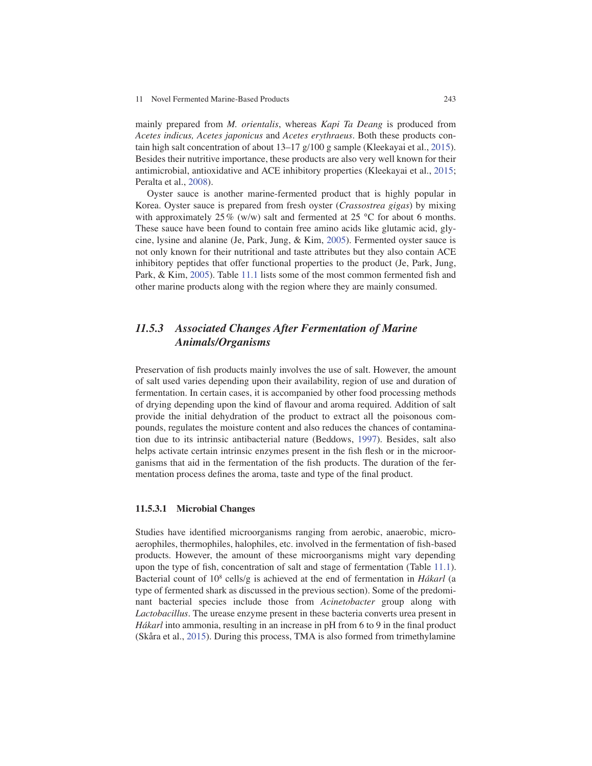mainly prepared from *M. orientalis*, whereas *Kapi Ta Deang* is produced from *Acetes indicus, Acetes japonicus* and *Acetes erythraeus*. Both these products contain high salt concentration of about 13–17 g/100 g sample (Kleekayai et al., 2015). Besides their nutritive importance, these products are also very well known for their antimicrobial, antioxidative and ACE inhibitory properties (Kleekayai et al., 2015; Peralta et al., 2008).

Oyster sauce is another marine-fermented product that is highly popular in Korea. Oyster sauce is prepared from fresh oyster (*Crassostrea gigas*) by mixing with approximately 25 % (w/w) salt and fermented at 25 °C for about 6 months. These sauce have been found to contain free amino acids like glutamic acid, glycine, lysine and alanine (Je, Park, Jung, & Kim, 2005). Fermented oyster sauce is not only known for their nutritional and taste attributes but they also contain ACE inhibitory peptides that offer functional properties to the product (Je, Park, Jung, Park, & Kim, 2005). Table 11.1 lists some of the most common fermented fish and other marine products along with the region where they are mainly consumed.

### *11.5.3 Associated Changes After Fermentation of Marine Animals/Organisms*

Preservation of fish products mainly involves the use of salt. However, the amount of salt used varies depending upon their availability, region of use and duration of fermentation. In certain cases, it is accompanied by other food processing methods of drying depending upon the kind of flavour and aroma required. Addition of salt provide the initial dehydration of the product to extract all the poisonous compounds, regulates the moisture content and also reduces the chances of contamination due to its intrinsic antibacterial nature (Beddows, 1997). Besides, salt also helps activate certain intrinsic enzymes present in the fish flesh or in the microorganisms that aid in the fermentation of the fish products. The duration of the fermentation process defines the aroma, taste and type of the final product.

#### 11.5.3.1 Microbial Changes

Studies have identified microorganisms ranging from aerobic, anaerobic, microaerophiles, thermophiles, halophiles, etc. involved in the fermentation of fish-based products. However, the amount of these microorganisms might vary depending upon the type of fish, concentration of salt and stage of fermentation (Table 11.1). Bacterial count of $10^8$ cells/g is achieved at the end of fermentation in *Hákarl* (a type of fermented shark as discussed in the previous section). Some of the predominant bacterial species include those from *Acinetobacter* group along with *Lactobacillus*. The urease enzyme present in these bacteria converts urea present in *Hákarl* into ammonia, resulting in an increase in pH from 6 to 9 in the final product (Skåra et al., 2015). During this process, TMA is also formed from trimethylamine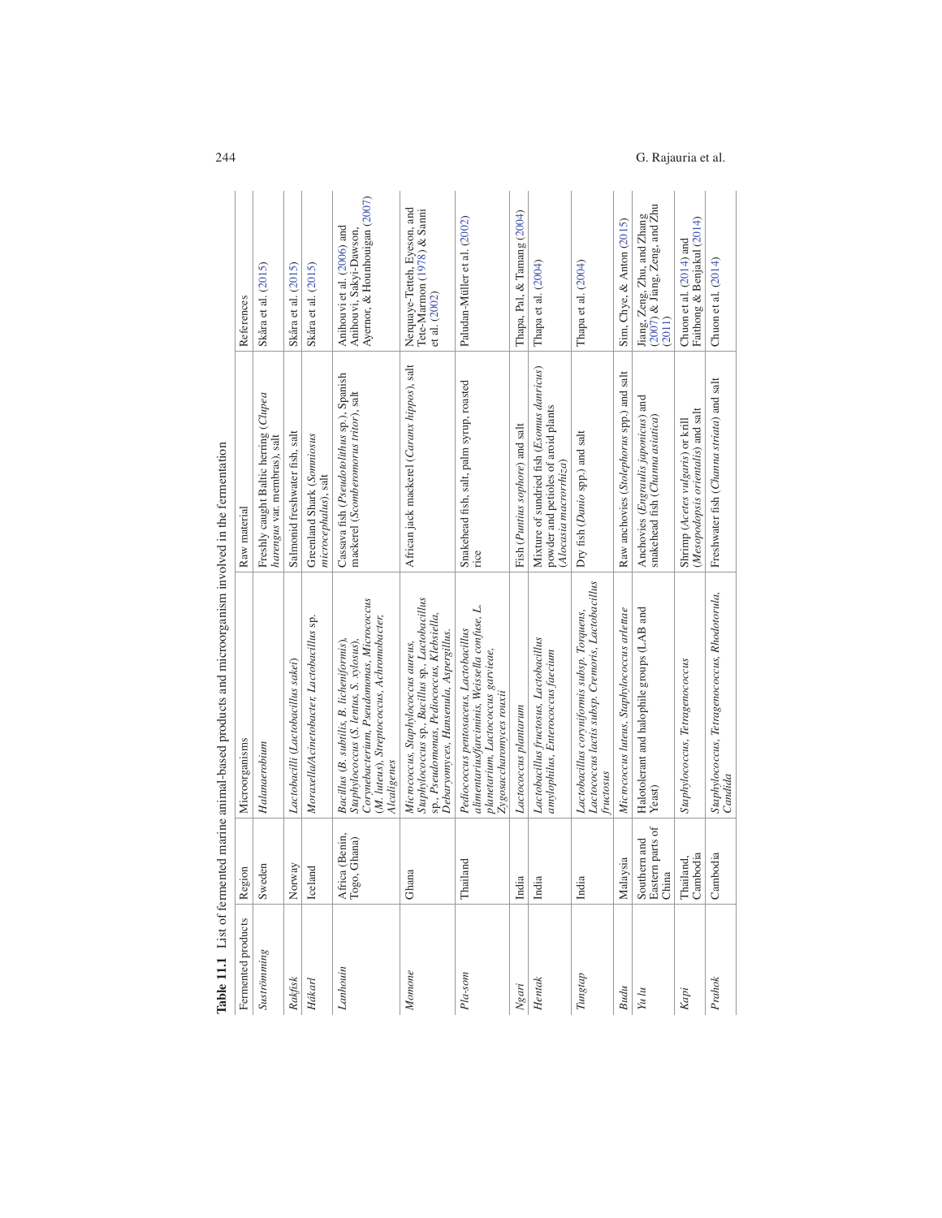**Table 11.1** List of fermented marine animal-based products and microorganism involved in the fermentation

| Fermented products | Region | Microorganisms | Raw material | References |
|---|---|---|---|---|
| *Surströmming* | Sweden | *Halanaerobium* | Freshly caught Baltic herring (*Clupea harengus* var. membras), salt | Skåra et al. (2015) |
| *Rakfisk* | Norway | *Lactobacilli* (*Lactobacillus sakei*) | Salmonid freshwater fish, salt | Skåra et al. (2015) |
| *Hákarl* | Iceland | *Moraxella/Acinetobacter, Lactobacillus* sp. | Greenland Shark (*Somniosus microcephalus*), salt | Skåra et al. (2015) |
| *Lanhouin* | Africa (Benin, Togo, Ghana) | *Bacillus* (*B. subtilis, B. licheniformis*), *Staphylococcus* (*S. lentus, S. xylosus*), *Corynebacterium, Pseudomonas, Micrococcus* (*M. luteus*), *Streptococcus, Achromobacter, Alcaligenes* | Cassava fish (*Pseudotolithus* sp.), Spanish mackerel (*Scomberomorus tritor*), salt | Anihouvi et al. (2006) and Anihouvi, Sakyi-Dawson, Ayernor, & Hounhouigan (2007) |
| *Momone* | Ghana | *Micrococcus, Staphylococcus aureus, Staphylococcus* sp., *Bacillus* sp., *Lactobacillus* sp., *Pseudomonas, Pediococcus, Klebsiella, Debaryomyces, Hansenula, Aspergillus.* | African jack mackerel (*Caranx hippos*), salt | Nerquaye-Tetteh, Eyeson, and Tete-Marmon (1978) & Sanni et al. (2002) |
| *Pla-som* | Thailand | *Pediococcus pentosaceus, Lactobacillus alimentarius/farciminis, Weissella confuse, L. plantarum, Lactococcus garvieae, Zygosaccharomyces rouxii* | Snakehead fish, salt, palm syrup, roasted rice | Paludan-Müller et al. (2002) |
| *Ngari* | India | *Lactococcus plantarum* | Fish (*Puntius sophore*) and salt | Thapa, Pal, & Tamang (2004) |
| *Hentak* | India | *Lactobacillus fructosus, Lactobacillus amylophilus, Enterococcus faecium* | Mixture of sundried fish (*Esomus danricus*) powder and petioles of aroid plants (*Alocasia macrorrhiza*) | Thapa et al. (2004) |
| *Tungtap* | India | *Lactobacillus coryniformis subsp. Torquens, Lactococcus lactis subsp. Cremoris, Lactobacillus fructosus* | Dry fish (*Danio* spp.) and salt | Thapa et al. (2004) |
| *Budu* | Malaysia | *Micrococcus luteus, Staphylococcus arlettae* | Raw anchovies (*Stolephorus* spp.) and salt | Sim, Chye, & Anton (2015) |
| *Yu lu* | Southern and Eastern parts of China | Halotolerant and halophile groups (LAB and Yeast) | Anchovies (*Engraulis japonicus*) and snakehead fish (*Channa asiatica*) | Jiang, Zeng, Zhu, and Zhang (2007) & Jiang, Zeng, Zeng, and Zhu (2011) |
| *Kapi* | Thailand, Cambodia | *Staphylococcus, Tetragenococcus* | Shrimp (*Acetes vulgaris*) or krill (*Mesopodopsis orientalis*) and salt | Chuon et al. (2014) and Faithong & Benjakul (2014) |
| *Prahok* | Cambodia | *Staphylococcus, Tetragenococcus, Rhodotorula, Candida* | Freshwater fish (*Channa striata*) and salt | Chuon et al. (2014) |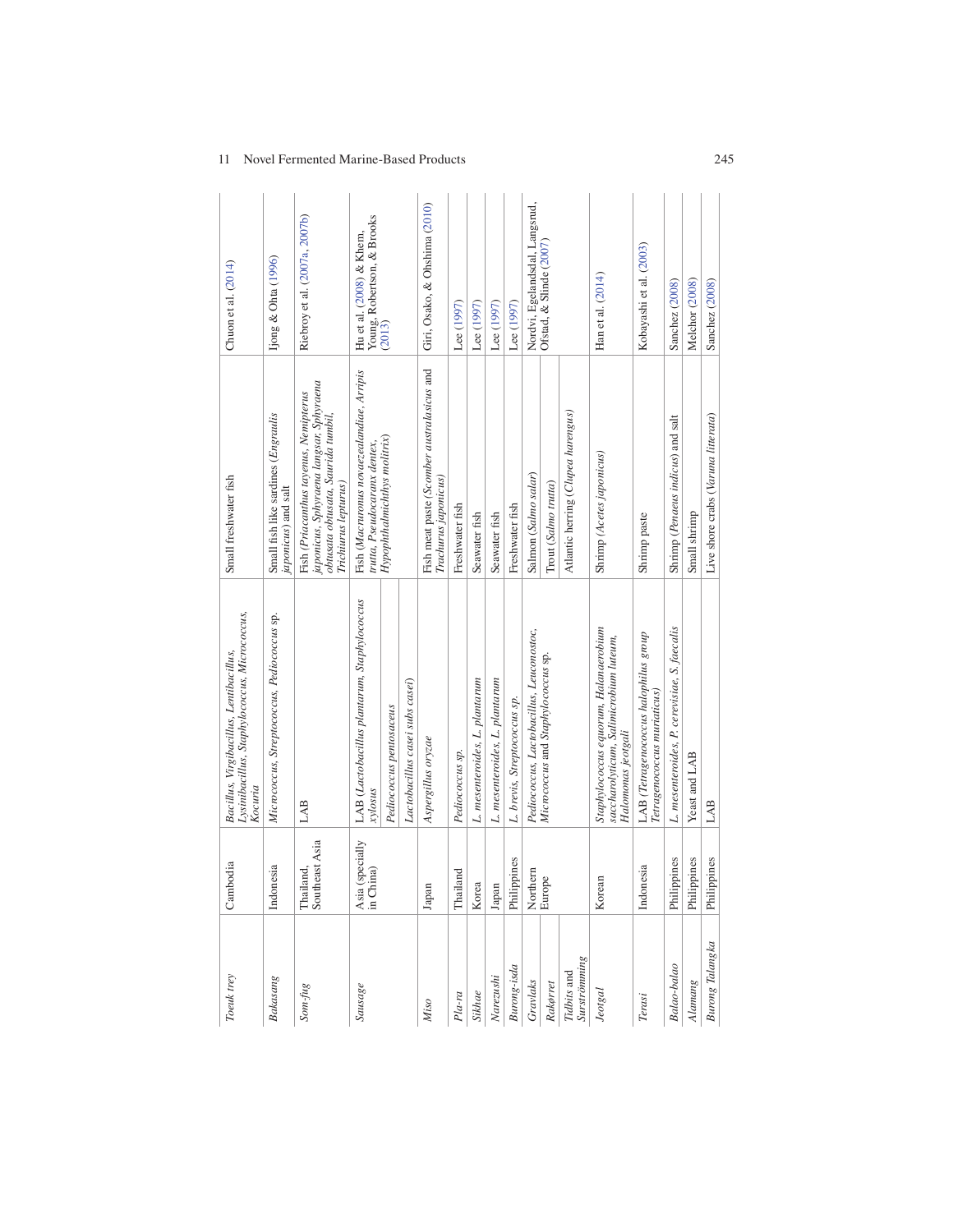| | | | | |
|---|---|---|---|---|
| *Toeuk trey* | Cambodia | *Bacillus, Virgibacillus, Lentibacillus, Lysinibacillus, Staphylococcus, Micrococcus, Kocuria* | Small freshwater fish | Chuon et al. (2014) |
| *Bakasang* | Indonesia | *Micrococcus, Streptococcus, Pediococcus* sp. | Small fish like sardines (*Engraulis japonicus*) and salt | Ijong & Ohta (1996) |
| *Som-fug* | Thailand, Southeast Asia | LAB | Fish (*Priacanthus tayenus, Nemipterus japonicus, Sphyraena langsar, Sphyraena obtusata, Saurida tumbil, Trichiurus lepturus*) | Riebroy et al. (2007a, 2007b) |
| *Sausage* | Asia (specially in China) | LAB (*Lactobacillus plantarum, Staphylococcus xylosus* | Fish (*Macruronus novaezealandiae, Arripis trutta, Pseudocaranx dentex, Hypophthalmichthys molitrix*) | Hu et al. (2008) & Khem, Young, Robertson, & Brooks (2013) |
| | | *Pediococcus pentosaceus* | | |
| | | *Lactobacillus casei subs casei*) | | |
| *Miso* | Japan | *Aspergillus oryzae* | Fish meat paste (*Scomber australasicus* and *Trachurus japonicus*) | Giri, Osako, & Ohshima (2010) |
| *Pla-ra* | Thailand | *Pediococcus sp.* | Freshwater fish | Lee (1997) |
| *Sikhae* | Korea | *L. mesenteroides, L. plantarum* | Seawater fish | Lee (1997) |
| *Narezushi* | Japan | *L. mesenteroides, L. plantarum* | Seawater fish | Lee (1997) |
| *Burong-isda* | Philippines | *L. brevis, Streptococcus sp.* | Freshwater fish | Lee (1997) |
| *Gravlaks* | Northern Europe | *Pediococcus, Lactobacillus, Leuconostoc, Micrococcus* and *Staphylococcus* sp. | Salmon (*Salmo salar*) | Nordvi, Egelandsdal, Langsrud, Ofstad, & Slinde (2007) |
| *Rakørret* | | | Trout (*Salmo trutta*) | |
| *Tidbits* and *Surströmming* | | | Atlantic herring (*Clupea harengus*) | |
| *Jeotgal* | Korean | *Staphylococcus equorum, Halanaerobium saccharolyticum, Salimicrobium luteum, Halomonas jeotgali* | Shrimp (*Acetes japonicus*) | Han et al. (2014) |
| *Terasi* | Indonesia | LAB (*Tetragenococcus halophilus group Tetragenococcus muriaticus*) | Shrimp paste | Kobayashi et al. (2003) |
| *Balao-balao* | Philippines | *L. mesenteroides, P. cerevisiae, S. faecalis* | Shrimp (*Penaeus indicus*) and salt | Sanchez (2008) |
| *Alamang* | Philippines | Yeast and LAB | Small shrimp | Melchor (2008) |
| *Burong Talangka* | Philippines | LAB | Live shore crabs (*Varuna litterata*) | Sanchez (2008) |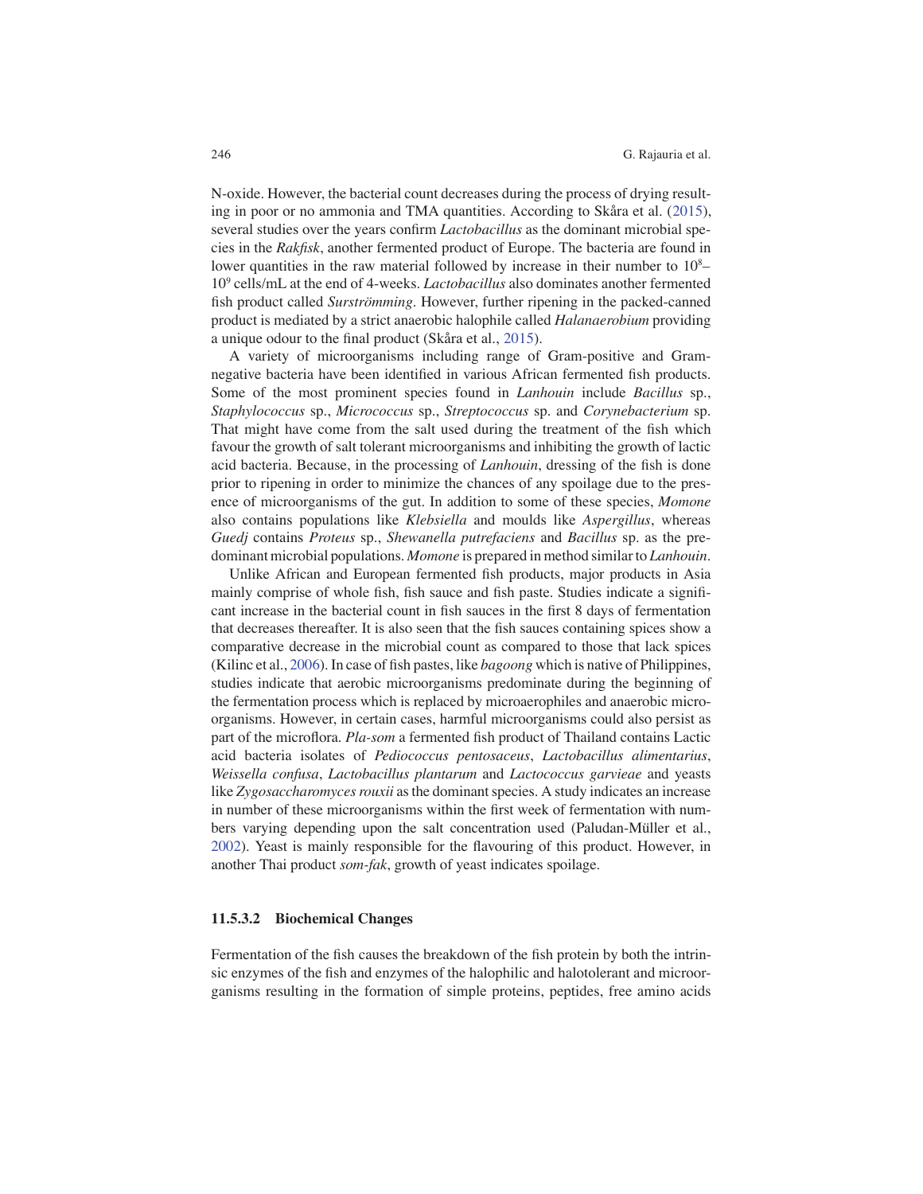N-oxide. However, the bacterial count decreases during the process of drying resulting in poor or no ammonia and TMA quantities. According to Skåra et al. (2015), several studies over the years confirm *Lactobacillus* as the dominant microbial species in the *Rakfisk*, another fermented product of Europe. The bacteria are found in lower quantities in the raw material followed by increase in their number to $10^8$–$10^9$ cells/mL at the end of 4-weeks. *Lactobacillus* also dominates another fermented fish product called *Surströmming*. However, further ripening in the packed-canned product is mediated by a strict anaerobic halophile called *Halanaerobium* providing a unique odour to the final product (Skåra et al., 2015).

A variety of microorganisms including range of Gram-positive and Gram-negative bacteria have been identified in various African fermented fish products. Some of the most prominent species found in *Lanhouin* include *Bacillus* sp., *Staphylococcus* sp., *Micrococcus* sp., *Streptococcus* sp. and *Corynebacterium* sp. That might have come from the salt used during the treatment of the fish which favour the growth of salt tolerant microorganisms and inhibiting the growth of lactic acid bacteria. Because, in the processing of *Lanhouin*, dressing of the fish is done prior to ripening in order to minimize the chances of any spoilage due to the presence of microorganisms of the gut. In addition to some of these species, *Momone* also contains populations like *Klebsiella* and moulds like *Aspergillus*, whereas *Guedj* contains *Proteus* sp., *Shewanella putrefaciens* and *Bacillus* sp. as the predominant microbial populations. *Momone* is prepared in method similar to *Lanhouin*.

Unlike African and European fermented fish products, major products in Asia mainly comprise of whole fish, fish sauce and fish paste. Studies indicate a significant increase in the bacterial count in fish sauces in the first 8 days of fermentation that decreases thereafter. It is also seen that the fish sauces containing spices show a comparative decrease in the microbial count as compared to those that lack spices (Kilinc et al., 2006). In case of fish pastes, like *bagoong* which is native of Philippines, studies indicate that aerobic microorganisms predominate during the beginning of the fermentation process which is replaced by microaerophiles and anaerobic microorganisms. However, in certain cases, harmful microorganisms could also persist as part of the microflora. *Pla-som* a fermented fish product of Thailand contains Lactic acid bacteria isolates of *Pediococcus pentosaceus*, *Lactobacillus alimentarius*, *Weissella confusa*, *Lactobacillus plantarum* and *Lactococcus garvieae* and yeasts like *Zygosaccharomyces rouxii* as the dominant species. A study indicates an increase in number of these microorganisms within the first week of fermentation with numbers varying depending upon the salt concentration used (Paludan-Müller et al., 2002). Yeast is mainly responsible for the flavouring of this product. However, in another Thai product *som-fak*, growth of yeast indicates spoilage.

#### 11.5.3.2 Biochemical Changes

Fermentation of the fish causes the breakdown of the fish protein by both the intrinsic enzymes of the fish and enzymes of the halophilic and halotolerant and microorganisms resulting in the formation of simple proteins, peptides, free amino acids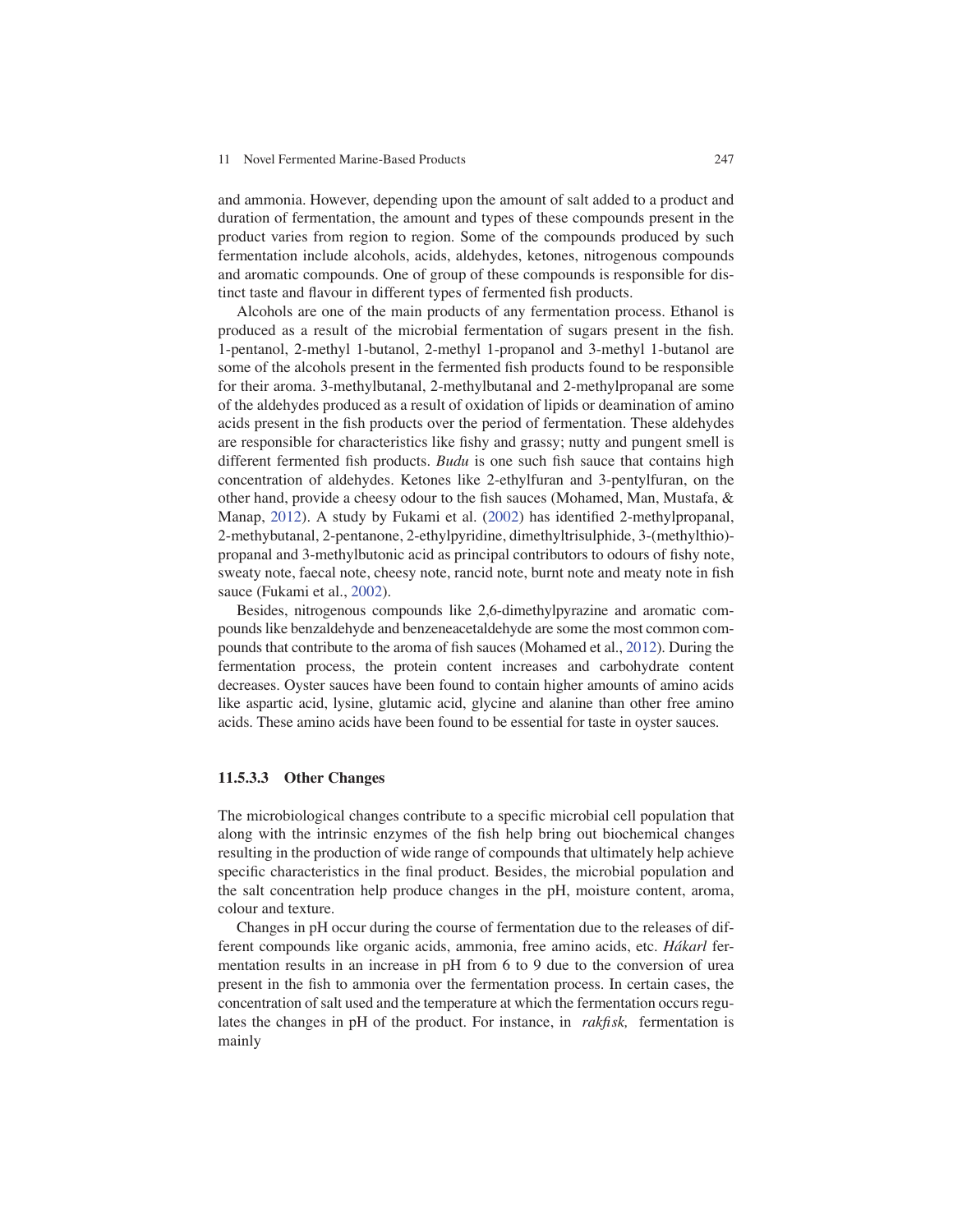and ammonia. However, depending upon the amount of salt added to a product and duration of fermentation, the amount and types of these compounds present in the product varies from region to region. Some of the compounds produced by such fermentation include alcohols, acids, aldehydes, ketones, nitrogenous compounds and aromatic compounds. One of group of these compounds is responsible for distinct taste and flavour in different types of fermented fish products.

Alcohols are one of the main products of any fermentation process. Ethanol is produced as a result of the microbial fermentation of sugars present in the fish. 1-pentanol, 2-methyl 1-butanol, 2-methyl 1-propanol and 3-methyl 1-butanol are some of the alcohols present in the fermented fish products found to be responsible for their aroma. 3-methylbutanal, 2-methylbutanal and 2-methylpropanal are some of the aldehydes produced as a result of oxidation of lipids or deamination of amino acids present in the fish products over the period of fermentation. These aldehydes are responsible for characteristics like fishy and grassy; nutty and pungent smell is different fermented fish products. *Budu* is one such fish sauce that contains high concentration of aldehydes. Ketones like 2-ethylfuran and 3-pentylfuran, on the other hand, provide a cheesy odour to the fish sauces (Mohamed, Man, Mustafa, & Manap, 2012). A study by Fukami et al. (2002) has identified 2-methylpropanal, 2-methybutanal, 2-pentanone, 2-ethylpyridine, dimethyltrisulphide, 3-(methylthio)-propanal and 3-methylbutonic acid as principal contributors to odours of fishy note, sweaty note, faecal note, cheesy note, rancid note, burnt note and meaty note in fish sauce (Fukami et al., 2002).

Besides, nitrogenous compounds like 2,6-dimethylpyrazine and aromatic compounds like benzaldehyde and benzeneacetaldehyde are some the most common compounds that contribute to the aroma of fish sauces (Mohamed et al., 2012). During the fermentation process, the protein content increases and carbohydrate content decreases. Oyster sauces have been found to contain higher amounts of amino acids like aspartic acid, lysine, glutamic acid, glycine and alanine than other free amino acids. These amino acids have been found to be essential for taste in oyster sauces.

#### 11.5.3.3 Other Changes

The microbiological changes contribute to a specific microbial cell population that along with the intrinsic enzymes of the fish help bring out biochemical changes resulting in the production of wide range of compounds that ultimately help achieve specific characteristics in the final product. Besides, the microbial population and the salt concentration help produce changes in the pH, moisture content, aroma, colour and texture.

Changes in pH occur during the course of fermentation due to the releases of different compounds like organic acids, ammonia, free amino acids, etc. *Hákarl* fermentation results in an increase in pH from 6 to 9 due to the conversion of urea present in the fish to ammonia over the fermentation process. In certain cases, the concentration of salt used and the temperature at which the fermentation occurs regulates the changes in pH of the product. For instance, in *rakfisk,* fermentation is mainly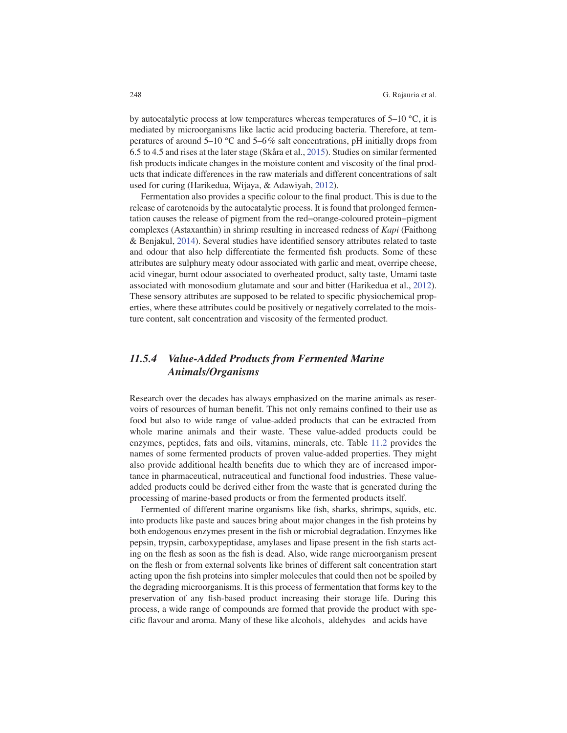by autocatalytic process at low temperatures whereas temperatures of 5–10 °C, it is mediated by microorganisms like lactic acid producing bacteria. Therefore, at temperatures of around 5–10 °C and 5–6 % salt concentrations, pH initially drops from 6.5 to 4.5 and rises at the later stage (Skåra et al., 2015). Studies on similar fermented fish products indicate changes in the moisture content and viscosity of the final products that indicate differences in the raw materials and different concentrations of salt used for curing (Harikedua, Wijaya, & Adawiyah, 2012).

Fermentation also provides a specific colour to the final product. This is due to the release of carotenoids by the autocatalytic process. It is found that prolonged fermentation causes the release of pigment from the red–orange-coloured protein–pigment complexes (Astaxanthin) in shrimp resulting in increased redness of *Kapi* (Faithong & Benjakul, 2014). Several studies have identified sensory attributes related to taste and odour that also help differentiate the fermented fish products. Some of these attributes are sulphury meaty odour associated with garlic and meat, overripe cheese, acid vinegar, burnt odour associated to overheated product, salty taste, Umami taste associated with monosodium glutamate and sour and bitter (Harikedua et al., 2012). These sensory attributes are supposed to be related to specific physiochemical properties, where these attributes could be positively or negatively correlated to the moisture content, salt concentration and viscosity of the fermented product.

### *11.5.4 Value-Added Products from Fermented Marine Animals/Organisms*

Research over the decades has always emphasized on the marine animals as reservoirs of resources of human benefit. This not only remains confined to their use as food but also to wide range of value-added products that can be extracted from whole marine animals and their waste. These value-added products could be enzymes, peptides, fats and oils, vitamins, minerals, etc. Table 11.2 provides the names of some fermented products of proven value-added properties. They might also provide additional health benefits due to which they are of increased importance in pharmaceutical, nutraceutical and functional food industries. These value-added products could be derived either from the waste that is generated during the processing of marine-based products or from the fermented products itself.

Fermented of different marine organisms like fish, sharks, shrimps, squids, etc. into products like paste and sauces bring about major changes in the fish proteins by both endogenous enzymes present in the fish or microbial degradation. Enzymes like pepsin, trypsin, carboxypeptidase, amylases and lipase present in the fish starts acting on the flesh as soon as the fish is dead. Also, wide range microorganism present on the flesh or from external solvents like brines of different salt concentration start acting upon the fish proteins into simpler molecules that could then not be spoiled by the degrading microorganisms. It is this process of fermentation that forms key to the preservation of any fish-based product increasing their storage life. During this process, a wide range of compounds are formed that provide the product with specific flavour and aroma. Many of these like alcohols, aldehydes and acids have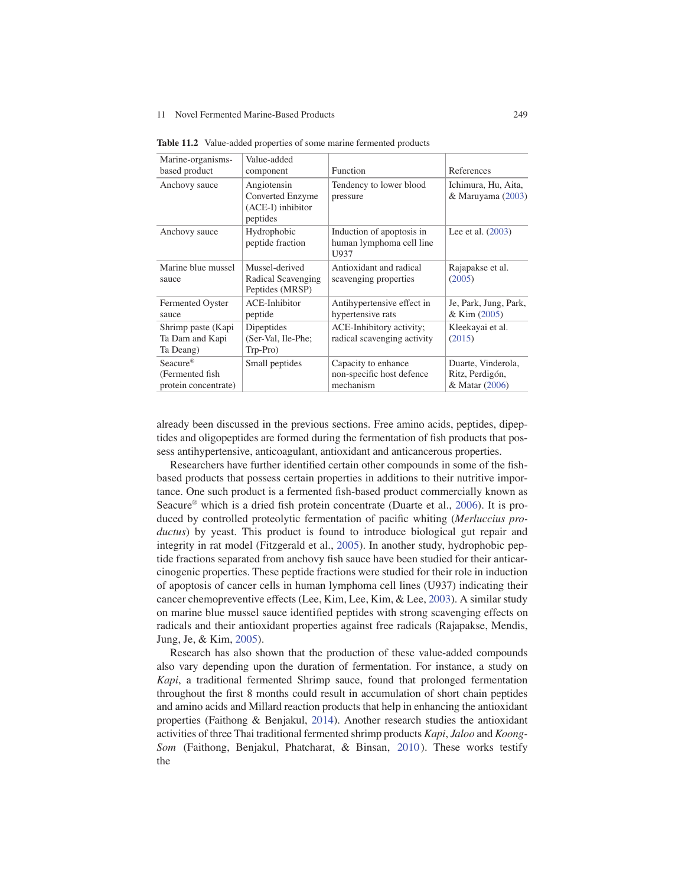**Table 11.2** Value-added properties of some marine fermented products

| Marine-organisms-based product | Value-added component | Function | References |
|---|---|---|---|
| Anchovy sauce | Angiotensin Converted Enzyme (ACE-I) inhibitor peptides | Tendency to lower blood pressure | Ichimura, Hu, Aita, & Maruyama (2003) |
| Anchovy sauce | Hydrophobic peptide fraction | Induction of apoptosis in human lymphoma cell line U937 | Lee et al. (2003) |
| Marine blue mussel sauce | Mussel-derived Radical Scavenging Peptides (MRSP) | Antioxidant and radical scavenging properties | Rajapakse et al. (2005) |
| Fermented Oyster sauce | ACE-Inhibitor peptide | Antihypertensive effect in hypertensive rats | Je, Park, Jung, Park, & Kim (2005) |
| Shrimp paste (Kapi Ta Dam and Kapi Ta Deang) | Dipeptides (Ser-Val, Ile-Phe; Trp-Pro) | ACE-Inhibitory activity; radical scavenging activity | Kleekayai et al. (2015) |
| Seacure® (Fermented fish protein concentrate) | Small peptides | Capacity to enhance non-specific host defence mechanism | Duarte, Vinderola, Ritz, Perdigón, & Matar (2006) |

already been discussed in the previous sections. Free amino acids, peptides, dipeptides and oligopeptides are formed during the fermentation of fish products that possess antihypertensive, anticoagulant, antioxidant and anticancerous properties.

Researchers have further identified certain other compounds in some of the fish-based products that possess certain properties in additions to their nutritive importance. One such product is a fermented fish-based product commercially known as Seacure® which is a dried fish protein concentrate (Duarte et al., 2006). It is produced by controlled proteolytic fermentation of pacific whiting (*Merluccius productus*) by yeast. This product is found to introduce biological gut repair and integrity in rat model (Fitzgerald et al., 2005). In another study, hydrophobic peptide fractions separated from anchovy fish sauce have been studied for their anticarcinogenic properties. These peptide fractions were studied for their role in induction of apoptosis of cancer cells in human lymphoma cell lines (U937) indicating their cancer chemopreventive effects (Lee, Kim, Lee, Kim, & Lee, 2003). A similar study on marine blue mussel sauce identified peptides with strong scavenging effects on radicals and their antioxidant properties against free radicals (Rajapakse, Mendis, Jung, Je, & Kim, 2005).

Research has also shown that the production of these value-added compounds also vary depending upon the duration of fermentation. For instance, a study on *Kapi*, a traditional fermented Shrimp sauce, found that prolonged fermentation throughout the first 8 months could result in accumulation of short chain peptides and amino acids and Millard reaction products that help in enhancing the antioxidant properties (Faithong & Benjakul, 2014). Another research studies the antioxidant activities of three Thai traditional fermented shrimp products *Kapi*, *Jaloo* and *Koong-Som* (Faithong, Benjakul, Phatcharat, & Binsan, 2010). These works testify the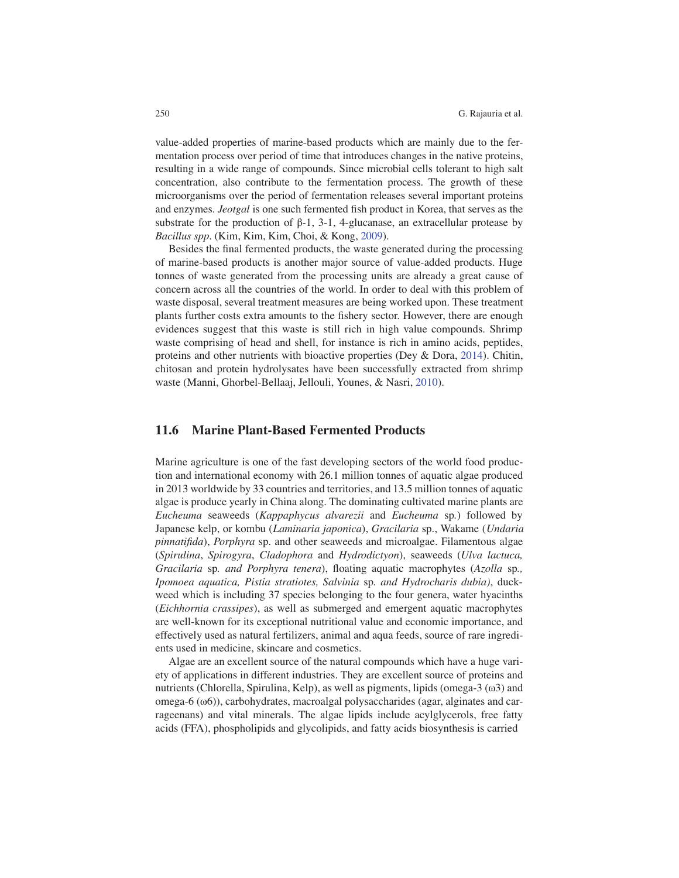value-added properties of marine-based products which are mainly due to the fermentation process over period of time that introduces changes in the native proteins, resulting in a wide range of compounds. Since microbial cells tolerant to high salt concentration, also contribute to the fermentation process. The growth of these microorganisms over the period of fermentation releases several important proteins and enzymes. *Jeotgal* is one such fermented fish product in Korea, that serves as the substrate for the production of β-1, 3-1, 4-glucanase, an extracellular protease by *Bacillus spp*. (Kim, Kim, Kim, Choi, & Kong, 2009).

Besides the final fermented products, the waste generated during the processing of marine-based products is another major source of value-added products. Huge tonnes of waste generated from the processing units are already a great cause of concern across all the countries of the world. In order to deal with this problem of waste disposal, several treatment measures are being worked upon. These treatment plants further costs extra amounts to the fishery sector. However, there are enough evidences suggest that this waste is still rich in high value compounds. Shrimp waste comprising of head and shell, for instance is rich in amino acids, peptides, proteins and other nutrients with bioactive properties (Dey & Dora, 2014). Chitin, chitosan and protein hydrolysates have been successfully extracted from shrimp waste (Manni, Ghorbel-Bellaaj, Jellouli, Younes, & Nasri, 2010).

## 11.6 Marine Plant-Based Fermented Products

Marine agriculture is one of the fast developing sectors of the world food production and international economy with 26.1 million tonnes of aquatic algae produced in 2013 worldwide by 33 countries and territories, and 13.5 million tonnes of aquatic algae is produce yearly in China along. The dominating cultivated marine plants are *Eucheuma* seaweeds (*Kappaphycus alvarezii* and *Eucheuma* sp.) followed by Japanese kelp, or kombu (*Laminaria japonica*), *Gracilaria* sp., Wakame (*Undaria pinnatifida*), *Porphyra* sp. and other seaweeds and microalgae. Filamentous algae (*Spirulina*, *Spirogyra*, *Cladophora* and *Hydrodictyon*), seaweeds (*Ulva lactuca, Gracilaria* sp*. and Porphyra tenera*), floating aquatic macrophytes (*Azolla* sp*., Ipomoea aquatica, Pistia stratiotes, Salvinia* sp*. and Hydrocharis dubia)*, duckweed which is including 37 species belonging to the four genera, water hyacinths (*Eichhornia crassipes*), as well as submerged and emergent aquatic macrophytes are well-known for its exceptional nutritional value and economic importance, and effectively used as natural fertilizers, animal and aqua feeds, source of rare ingredients used in medicine, skincare and cosmetics.

Algae are an excellent source of the natural compounds which have a huge variety of applications in different industries. They are excellent source of proteins and nutrients (Chlorella, Spirulina, Kelp), as well as pigments, lipids (omega-3 (ω3) and omega-6 (ω6)), carbohydrates, macroalgal polysaccharides (agar, alginates and carrageenans) and vital minerals. The algae lipids include acylglycerols, free fatty acids (FFA), phospholipids and glycolipids, and fatty acids biosynthesis is carried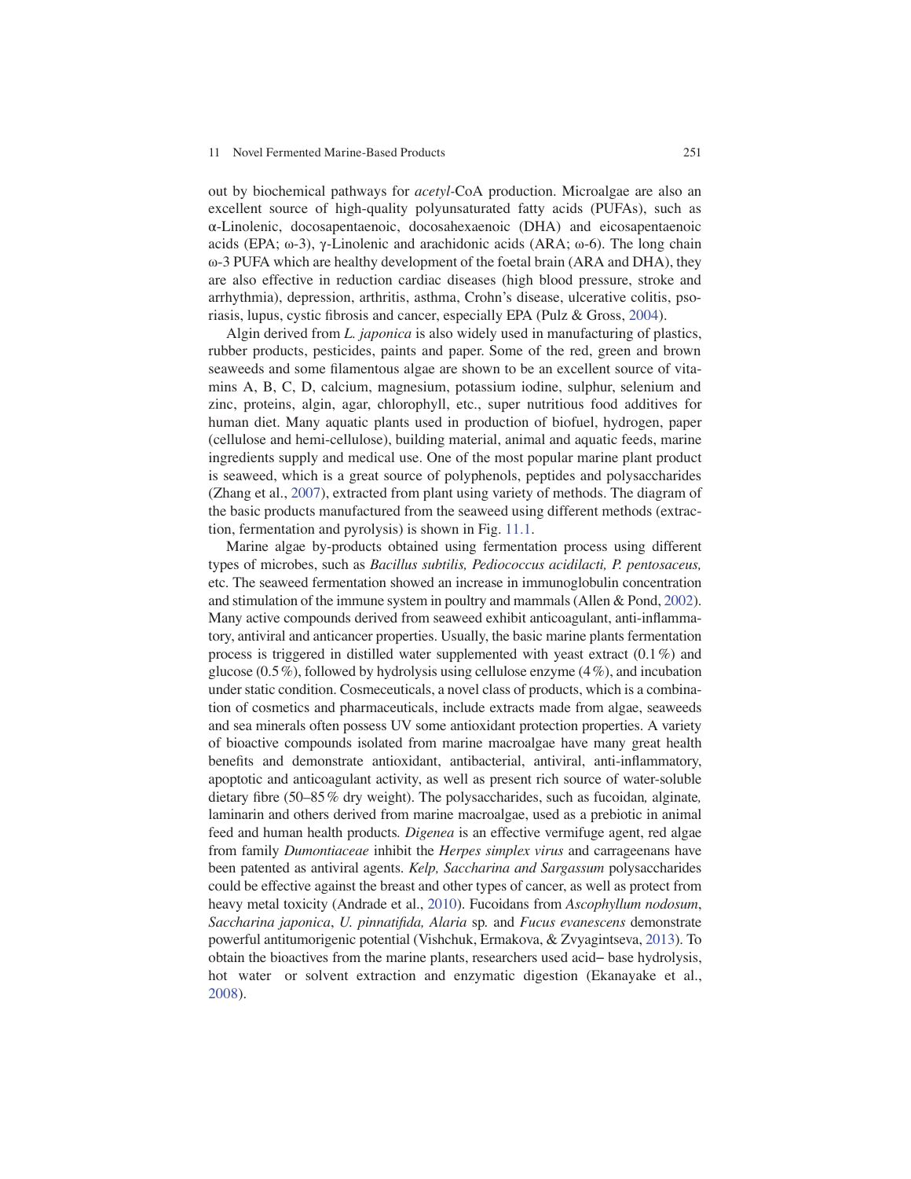out by biochemical pathways for *acetyl*-CoA production. Microalgae are also an excellent source of high-quality polyunsaturated fatty acids (PUFAs), such as α-Linolenic, docosapentaenoic, docosahexaenoic (DHA) and eicosapentaenoic acids (EPA; ω-3), γ-Linolenic and arachidonic acids (ARA; ω-6). The long chain ω-3 PUFA which are healthy development of the foetal brain (ARA and DHA), they are also effective in reduction cardiac diseases (high blood pressure, stroke and arrhythmia), depression, arthritis, asthma, Crohn's disease, ulcerative colitis, psoriasis, lupus, cystic fibrosis and cancer, especially EPA (Pulz & Gross, 2004).

Algin derived from *L. japonica* is also widely used in manufacturing of plastics, rubber products, pesticides, paints and paper. Some of the red, green and brown seaweeds and some filamentous algae are shown to be an excellent source of vitamins A, B, C, D, calcium, magnesium, potassium iodine, sulphur, selenium and zinc, proteins, algin, agar, chlorophyll, etc., super nutritious food additives for human diet. Many aquatic plants used in production of biofuel, hydrogen, paper (cellulose and hemi-cellulose), building material, animal and aquatic feeds, marine ingredients supply and medical use. One of the most popular marine plant product is seaweed, which is a great source of polyphenols, peptides and polysaccharides (Zhang et al., 2007), extracted from plant using variety of methods. The diagram of the basic products manufactured from the seaweed using different methods (extraction, fermentation and pyrolysis) is shown in Fig. 11.1.

Marine algae by-products obtained using fermentation process using different types of microbes, such as *Bacillus subtilis, Pediococcus acidilacti, P. pentosaceus,* etc. The seaweed fermentation showed an increase in immunoglobulin concentration and stimulation of the immune system in poultry and mammals (Allen & Pond, 2002). Many active compounds derived from seaweed exhibit anticoagulant, anti-inflammatory, antiviral and anticancer properties. Usually, the basic marine plants fermentation process is triggered in distilled water supplemented with yeast extract (0.1 %) and glucose (0.5 %), followed by hydrolysis using cellulose enzyme (4 %), and incubation under static condition. Cosmeceuticals, a novel class of products, which is a combination of cosmetics and pharmaceuticals, include extracts made from algae, seaweeds and sea minerals often possess UV some antioxidant protection properties. A variety of bioactive compounds isolated from marine macroalgae have many great health benefits and demonstrate antioxidant, antibacterial, antiviral, anti-inflammatory, apoptotic and anticoagulant activity, as well as present rich source of water-soluble dietary fibre (50–85 % dry weight). The polysaccharides, such as fucoidan*,* alginate*,* laminarin and others derived from marine macroalgae, used as a prebiotic in animal feed and human health products*. Digenea* is an effective vermifuge agent, red algae from family *Dumontiaceae* inhibit the *Herpes simplex virus* and carrageenans have been patented as antiviral agents. *Kelp, Saccharina and Sargassum* polysaccharides could be effective against the breast and other types of cancer, as well as protect from heavy metal toxicity (Andrade et al., 2010). Fucoidans from *Ascophyllum nodosum*, *Saccharina japonica*, *U. pinnatifida, Alaria* sp*.* and *Fucus evanescens* demonstrate powerful antitumorigenic potential (Vishchuk, Ermakova, & Zvyagintseva, 2013). To obtain the bioactives from the marine plants, researchers used acid– base hydrolysis, hot water or solvent extraction and enzymatic digestion (Ekanayake et al., 2008).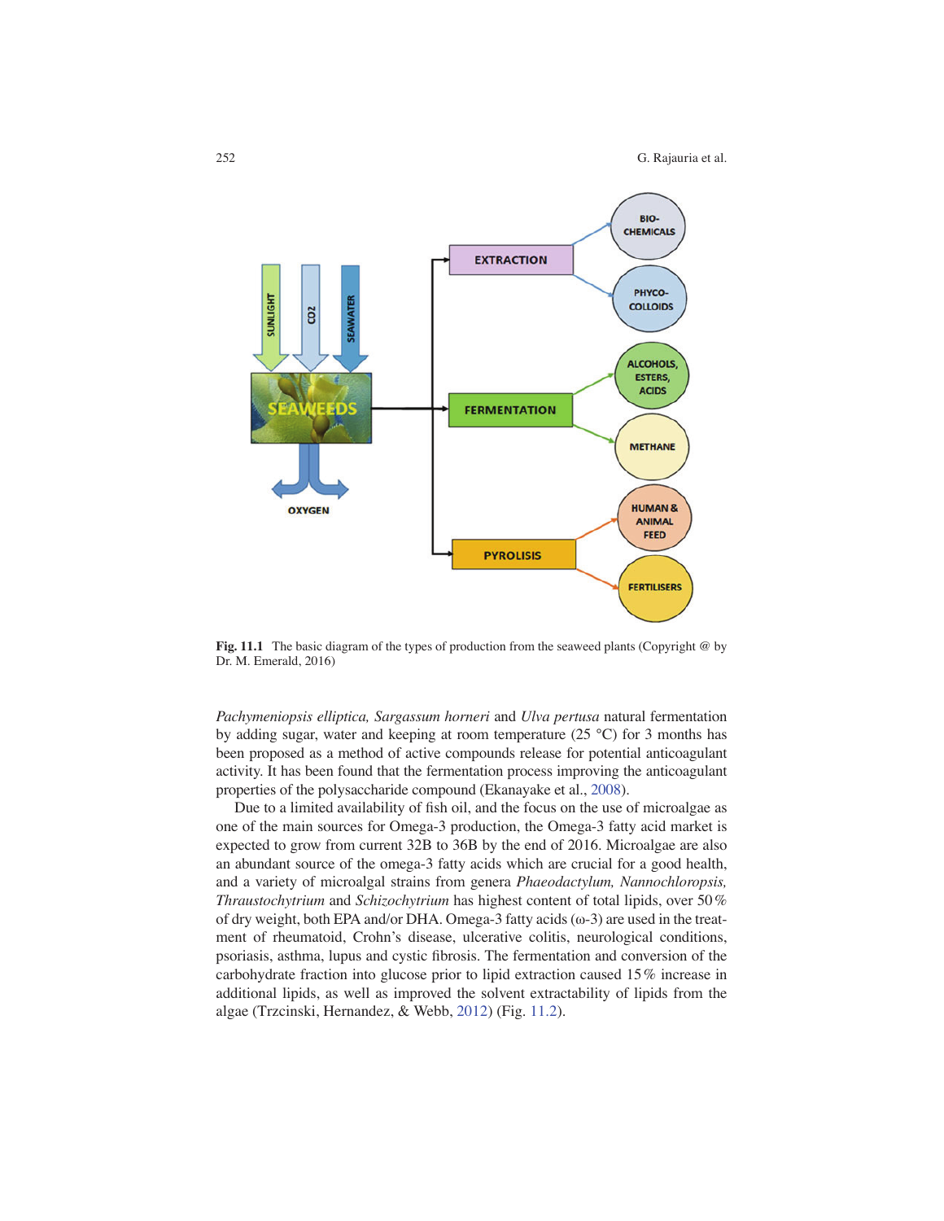**Fig. 11.1** The basic diagram of the types of production from the seaweed plants (Copyright @ by Dr. M. Emerald, 2016)

*Pachymeniopsis elliptica, Sargassum horneri* and *Ulva pertusa* natural fermentation by adding sugar, water and keeping at room temperature (25 °C) for 3 months has been proposed as a method of active compounds release for potential anticoagulant activity. It has been found that the fermentation process improving the anticoagulant properties of the polysaccharide compound (Ekanayake et al., 2008).

Due to a limited availability of fish oil, and the focus on the use of microalgae as one of the main sources for Omega-3 production, the Omega-3 fatty acid market is expected to grow from current 32B to 36B by the end of 2016. Microalgae are also an abundant source of the omega-3 fatty acids which are crucial for a good health, and a variety of microalgal strains from genera *Phaeodactylum, Nannochloropsis, Thraustochytrium* and *Schizochytrium* has highest content of total lipids, over 50% of dry weight, both EPA and/or DHA. Omega-3 fatty acids (ω-3) are used in the treatment of rheumatoid, Crohn's disease, ulcerative colitis, neurological conditions, psoriasis, asthma, lupus and cystic fibrosis. The fermentation and conversion of the carbohydrate fraction into glucose prior to lipid extraction caused 15% increase in additional lipids, as well as improved the solvent extractability of lipids from the algae (Trzcinski, Hernandez, & Webb, 2012) (Fig. 11.2).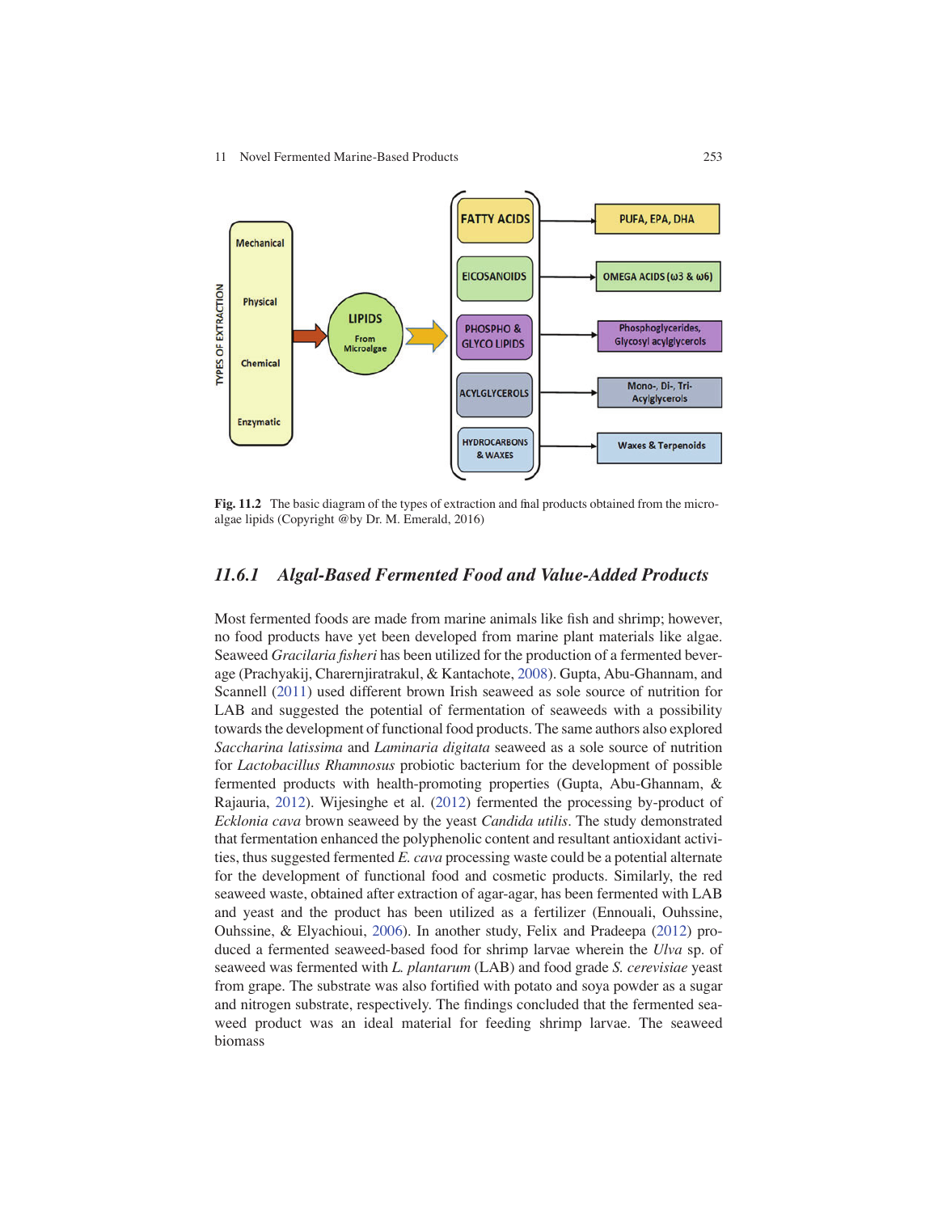Fig. 11.2 The basic diagram of the types of extraction and final products obtained from the microalgae lipids (Copyright @by Dr. M. Emerald, 2016)

### 11.6.1 Algal-Based Fermented Food and Value-Added Products

Most fermented foods are made from marine animals like fish and shrimp; however, no food products have yet been developed from marine plant materials like algae. Seaweed *Gracilaria fisheri* has been utilized for the production of a fermented beverage (Prachyakij, Charernjiratrakul, & Kantachote, 2008). Gupta, Abu-Ghannam, and Scannell (2011) used different brown Irish seaweed as sole source of nutrition for LAB and suggested the potential of fermentation of seaweeds with a possibility towards the development of functional food products. The same authors also explored *Saccharina latissima* and *Laminaria digitata* seaweed as a sole source of nutrition for *Lactobacillus Rhamnosus* probiotic bacterium for the development of possible fermented products with health-promoting properties (Gupta, Abu-Ghannam, & Rajauria, 2012). Wijesinghe et al. (2012) fermented the processing by-product of *Ecklonia cava* brown seaweed by the yeast *Candida utilis*. The study demonstrated that fermentation enhanced the polyphenolic content and resultant antioxidant activities, thus suggested fermented *E. cava* processing waste could be a potential alternate for the development of functional food and cosmetic products. Similarly, the red seaweed waste, obtained after extraction of agar-agar, has been fermented with LAB and yeast and the product has been utilized as a fertilizer (Ennouali, Ouhssine, Ouhssine, & Elyachioui, 2006). In another study, Felix and Pradeepa (2012) produced a fermented seaweed-based food for shrimp larvae wherein the *Ulva* sp. of seaweed was fermented with *L. plantarum* (LAB) and food grade *S. cerevisiae* yeast from grape. The substrate was also fortified with potato and soya powder as a sugar and nitrogen substrate, respectively. The findings concluded that the fermented seaweed product was an ideal material for feeding shrimp larvae. The seaweed biomass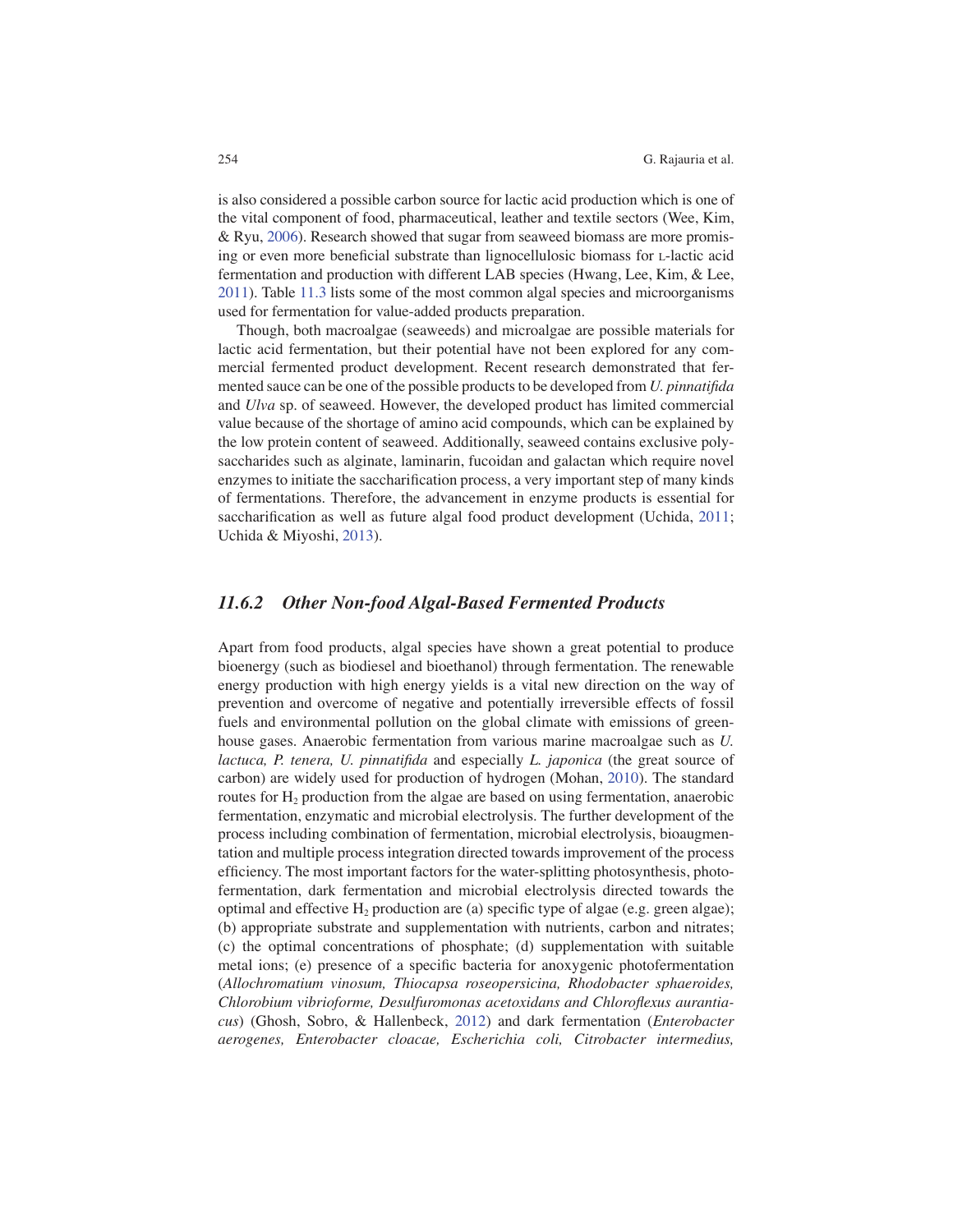is also considered a possible carbon source for lactic acid production which is one of the vital component of food, pharmaceutical, leather and textile sectors (Wee, Kim, & Ryu, 2006). Research showed that sugar from seaweed biomass are more promising or even more beneficial substrate than lignocellulosic biomass for L-lactic acid fermentation and production with different LAB species (Hwang, Lee, Kim, & Lee, 2011). Table 11.3 lists some of the most common algal species and microorganisms used for fermentation for value-added products preparation.

Though, both macroalgae (seaweeds) and microalgae are possible materials for lactic acid fermentation, but their potential have not been explored for any commercial fermented product development. Recent research demonstrated that fermented sauce can be one of the possible products to be developed from *U. pinnatifida* and *Ulva* sp. of seaweed. However, the developed product has limited commercial value because of the shortage of amino acid compounds, which can be explained by the low protein content of seaweed. Additionally, seaweed contains exclusive polysaccharides such as alginate, laminarin, fucoidan and galactan which require novel enzymes to initiate the saccharification process, a very important step of many kinds of fermentations. Therefore, the advancement in enzyme products is essential for saccharification as well as future algal food product development (Uchida, 2011; Uchida & Miyoshi, 2013).

### *11.6.2 Other Non-food Algal-Based Fermented Products*

Apart from food products, algal species have shown a great potential to produce bioenergy (such as biodiesel and bioethanol) through fermentation. The renewable energy production with high energy yields is a vital new direction on the way of prevention and overcome of negative and potentially irreversible effects of fossil fuels and environmental pollution on the global climate with emissions of greenhouse gases. Anaerobic fermentation from various marine macroalgae such as *U. lactuca, P. tenera, U. pinnatifida* and especially *L. japonica* (the great source of carbon) are widely used for production of hydrogen (Mohan, 2010). The standard routes for $H_2$ production from the algae are based on using fermentation, anaerobic fermentation, enzymatic and microbial electrolysis. The further development of the process including combination of fermentation, microbial electrolysis, bioaugmentation and multiple process integration directed towards improvement of the process efficiency. The most important factors for the water-splitting photosynthesis, photofermentation, dark fermentation and microbial electrolysis directed towards the optimal and effective $H_2$ production are (a) specific type of algae (e.g. green algae); (b) appropriate substrate and supplementation with nutrients, carbon and nitrates; (c) the optimal concentrations of phosphate; (d) supplementation with suitable metal ions; (e) presence of a specific bacteria for anoxygenic photofermentation (*Allochromatium vinosum, Thiocapsa roseopersicina, Rhodobacter sphaeroides, Chlorobium vibrioforme, Desulfuromonas acetoxidans and Chloroflexus aurantiacus*) (Ghosh, Sobro, & Hallenbeck, 2012) and dark fermentation (*Enterobacter aerogenes, Enterobacter cloacae, Escherichia coli, Citrobacter intermedius,*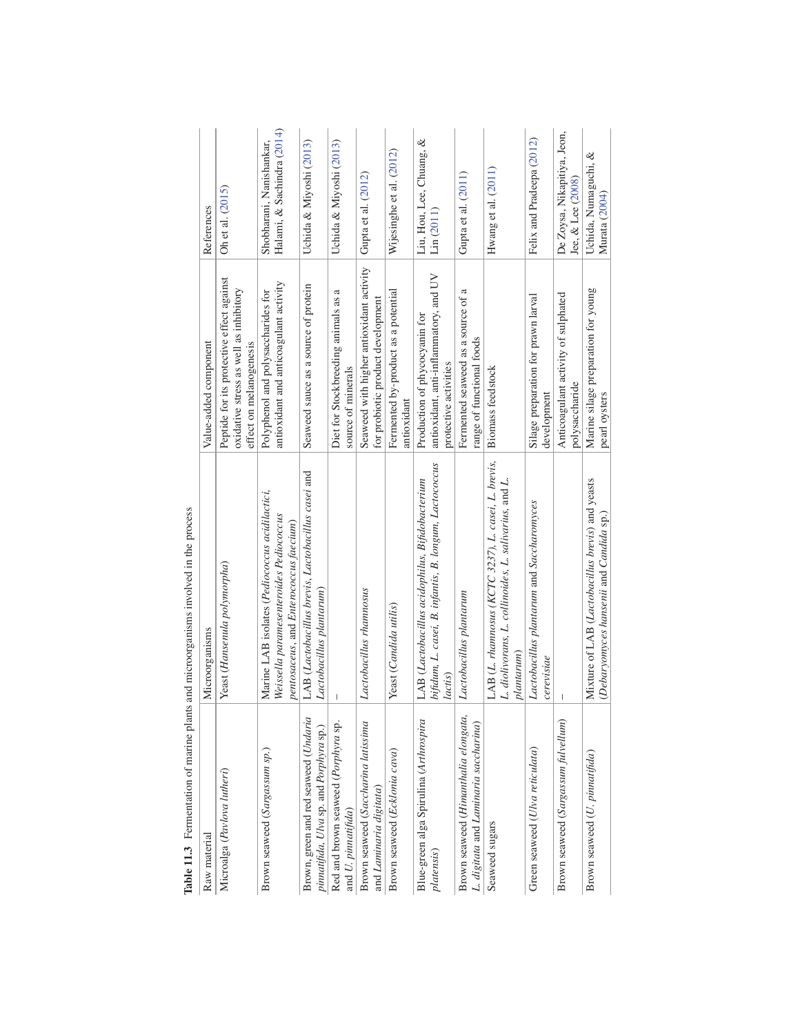**Table 11.3** Fermentation of marine plants and microorganisms involved in the process

| Raw material | Microorganisms | Value-added component | References |
|---|---|---|---|
| Microalga (*Pavlova lutheri*) | Yeast (*Hansenula polymorpha*) | Peptide for its protective effect against oxidative stress as well as inhibitory effect on melanogenesis | Oh et al. (2015) |
| Brown seaweed (*Sargassum sp.*) | Marine LAB isolates (*Pediococcus acidilactici*, *Weissella paramesenteroides Pediococcus pentosaceus*, and *Enterococcus faecium*) | Polyphenol and polysaccharides for antioxidant and anticoagulant activity | Shobharani, Nanishankar, Halami, & Sachindra (2014) |
| Brown, green and red seaweed (*Undaria pinnatifida*, *Ulva* sp. and *Porphyra* sp.) | LAB (*Lactobacillus brevis*, *Lactobacillus casei* and *Lactobacillus plantarum*) | Seaweed sauce as a source of protein | Uchida & Miyoshi (2013) |
| Red and brown seaweed (*Porphyra* sp. and *U. pinnatifida*) | – | Diet for Stockbreeding animals as a source of minerals | Uchida & Miyoshi (2013) |
| Brown seaweed (*Saccharina latissima* and *Laminaria digitata*) | *Lactobacillus rhamnosus* | Seaweed with higher antioxidant activity for probiotic product development | Gupta et al. (2012) |
| Brown seaweed (*Ecklonia cava*) | Yeast (*Candida utilis*) | Fermented by-product as a potential antioxidant | Wijesinghe et al. (2012) |
| Blue-green alga Spirulina (*Arthrospira platensis*) | LAB (*Lactobacillus acidophilus*, *Bifidobacterium bifidum*, *L. casei*, *B. infantis*, *B. longum*, *Lactococcus lactis*) | Production of phycocyanin for antioxidant, anti-inflammatory, and UV protective activities | Liu, Hou, Lee, Chuang, & Lin (2011) |
| Brown seaweed (*Himanthalia elongata*, *L. digitata* and *Laminaria saccharina*) | *Lactobacillus plantarum* | Fermented seaweed as a source of a range of functional foods | Gupta et al. (2011) |
| Seaweed sugars | LAB (*L. rhamnosus* (KCTC 3237), *L. casei*, *L. brevis*, *L. diolivorans*, *L. collinoides*, *L. salivarius*, and *L. plantarum*) | Biomass feedstock | Hwang et al. (2011) |
| Green seaweed (*Ulva reticulata*) | *Lactobacillus plantarum* and *Saccharomyces cerevisiae* | Silage preparation for prawn larval development | Felix and Pradeepa (2012) |
| Brown seaweed (*Sargassum fulvellum*) | – | Anticoagulant activity of sulphated polysaccharide | De Zoysa, Nikapitiya, Jeon, Jee, & Lee (2008) |
| Brown seaweed (*U. pinnatifida*) | Mixture of LAB (*Lactobacillus brevis*) and yeasts (*Debaryomyces hansenii* and *Candida* sp.) | Marine silage preparation for young pearl oysters | Uchida, Numaguchi, & Murata (2004) |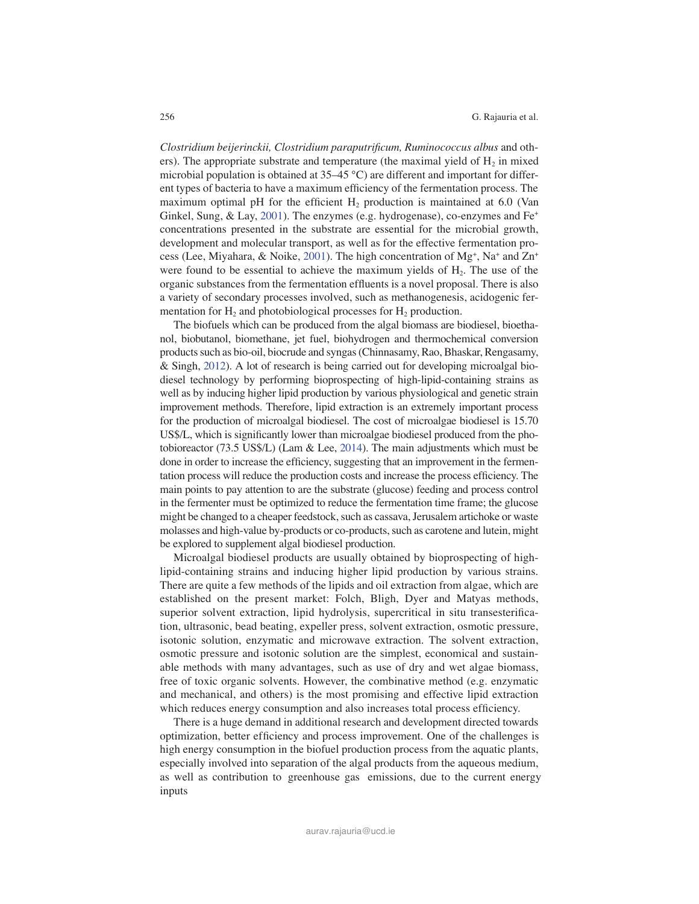*Clostridium beijerinckii, Clostridium paraputrificum, Ruminococcus albus* and others). The appropriate substrate and temperature (the maximal yield of $H_2$ in mixed microbial population is obtained at 35–45 °C) are different and important for different types of bacteria to have a maximum efficiency of the fermentation process. The maximum optimal pH for the efficient $H_2$ production is maintained at 6.0 (Van Ginkel, Sung, & Lay, 2001). The enzymes (e.g. hydrogenase), co-enzymes and $Fe^+$ concentrations presented in the substrate are essential for the microbial growth, development and molecular transport, as well as for the effective fermentation process (Lee, Miyahara, & Noike, 2001). The high concentration of $Mg^+$, $Na^+$ and $Zn^+$ were found to be essential to achieve the maximum yields of $H_2$. The use of the organic substances from the fermentation effluents is a novel proposal. There is also a variety of secondary processes involved, such as methanogenesis, acidogenic fermentation for $H_2$ and photobiological processes for $H_2$ production.

The biofuels which can be produced from the algal biomass are biodiesel, bioethanol, biobutanol, biomethane, jet fuel, biohydrogen and thermochemical conversion products such as bio-oil, biocrude and syngas (Chinnasamy, Rao, Bhaskar, Rengasamy, & Singh, 2012). A lot of research is being carried out for developing microalgal biodiesel technology by performing bioprospecting of high-lipid-containing strains as well as by inducing higher lipid production by various physiological and genetic strain improvement methods. Therefore, lipid extraction is an extremely important process for the production of microalgal biodiesel. The cost of microalgae biodiesel is 15.70 US$/L, which is significantly lower than microalgae biodiesel produced from the photobioreactor (73.5 US$/L) (Lam & Lee, 2014). The main adjustments which must be done in order to increase the efficiency, suggesting that an improvement in the fermentation process will reduce the production costs and increase the process efficiency. The main points to pay attention to are the substrate (glucose) feeding and process control in the fermenter must be optimized to reduce the fermentation time frame; the glucose might be changed to a cheaper feedstock, such as cassava, Jerusalem artichoke or waste molasses and high-value by-products or co-products, such as carotene and lutein, might be explored to supplement algal biodiesel production.

Microalgal biodiesel products are usually obtained by bioprospecting of high-lipid-containing strains and inducing higher lipid production by various strains. There are quite a few methods of the lipids and oil extraction from algae, which are established on the present market: Folch, Bligh, Dyer and Matyas methods, superior solvent extraction, lipid hydrolysis, supercritical in situ transesterification, ultrasonic, bead beating, expeller press, solvent extraction, osmotic pressure, isotonic solution, enzymatic and microwave extraction. The solvent extraction, osmotic pressure and isotonic solution are the simplest, economical and sustainable methods with many advantages, such as use of dry and wet algae biomass, free of toxic organic solvents. However, the combinative method (e.g. enzymatic and mechanical, and others) is the most promising and effective lipid extraction which reduces energy consumption and also increases total process efficiency.

There is a huge demand in additional research and development directed towards optimization, better efficiency and process improvement. One of the challenges is high energy consumption in the biofuel production process from the aquatic plants, especially involved into separation of the algal products from the aqueous medium, as well as contribution to greenhouse gas emissions, due to the current energy inputs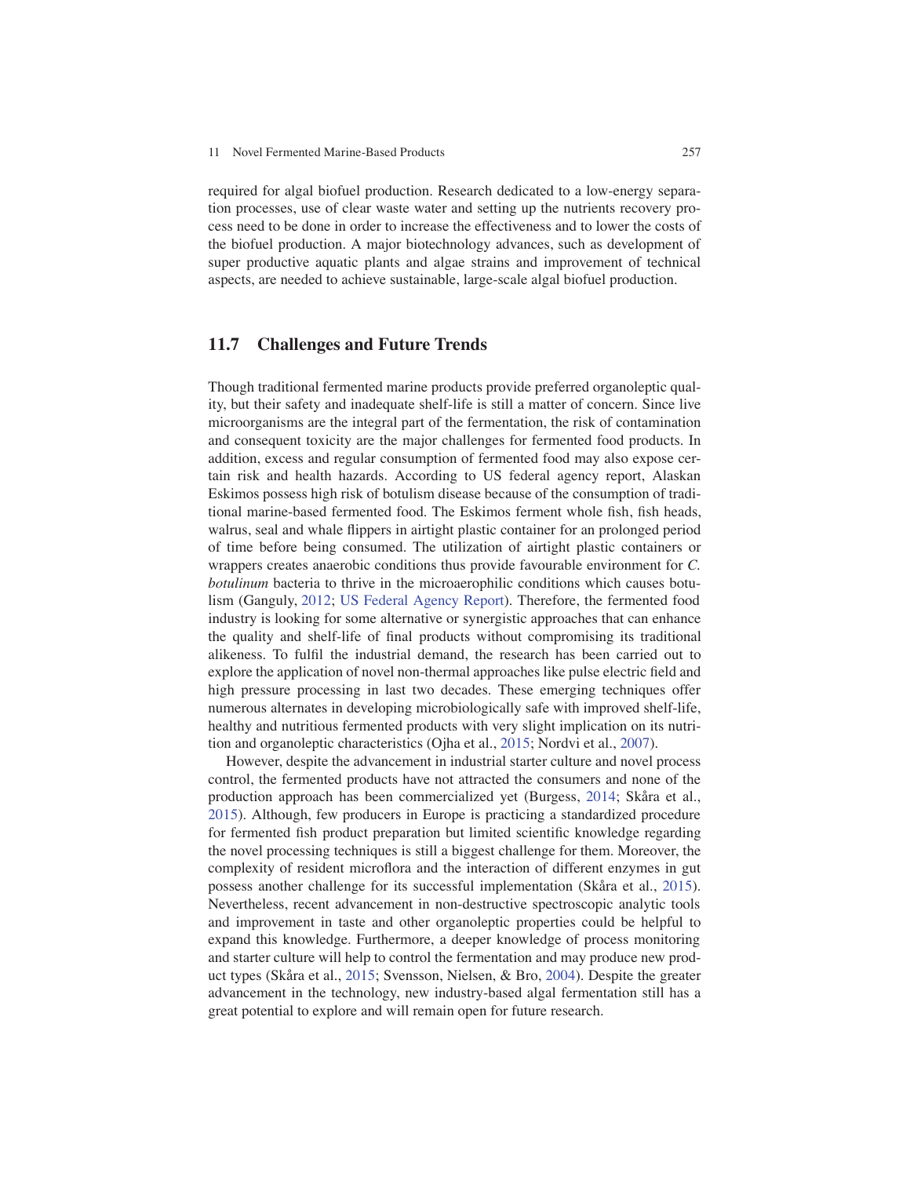required for algal biofuel production. Research dedicated to a low-energy separation processes, use of clear waste water and setting up the nutrients recovery process need to be done in order to increase the effectiveness and to lower the costs of the biofuel production. A major biotechnology advances, such as development of super productive aquatic plants and algae strains and improvement of technical aspects, are needed to achieve sustainable, large-scale algal biofuel production.

## 11.7 Challenges and Future Trends

Though traditional fermented marine products provide preferred organoleptic quality, but their safety and inadequate shelf-life is still a matter of concern. Since live microorganisms are the integral part of the fermentation, the risk of contamination and consequent toxicity are the major challenges for fermented food products. In addition, excess and regular consumption of fermented food may also expose certain risk and health hazards. According to US federal agency report, Alaskan Eskimos possess high risk of botulism disease because of the consumption of traditional marine-based fermented food. The Eskimos ferment whole fish, fish heads, walrus, seal and whale flippers in airtight plastic container for an prolonged period of time before being consumed. The utilization of airtight plastic containers or wrappers creates anaerobic conditions thus provide favourable environment for *C. botulinum* bacteria to thrive in the microaerophilic conditions which causes botulism (Ganguly, 2012; US Federal Agency Report). Therefore, the fermented food industry is looking for some alternative or synergistic approaches that can enhance the quality and shelf-life of final products without compromising its traditional alikeness. To fulfil the industrial demand, the research has been carried out to explore the application of novel non-thermal approaches like pulse electric field and high pressure processing in last two decades. These emerging techniques offer numerous alternates in developing microbiologically safe with improved shelf-life, healthy and nutritious fermented products with very slight implication on its nutrition and organoleptic characteristics (Ojha et al., 2015; Nordvi et al., 2007).

However, despite the advancement in industrial starter culture and novel process control, the fermented products have not attracted the consumers and none of the production approach has been commercialized yet (Burgess, 2014; Skåra et al., 2015). Although, few producers in Europe is practicing a standardized procedure for fermented fish product preparation but limited scientific knowledge regarding the novel processing techniques is still a biggest challenge for them. Moreover, the complexity of resident microflora and the interaction of different enzymes in gut possess another challenge for its successful implementation (Skåra et al., 2015). Nevertheless, recent advancement in non-destructive spectroscopic analytic tools and improvement in taste and other organoleptic properties could be helpful to expand this knowledge. Furthermore, a deeper knowledge of process monitoring and starter culture will help to control the fermentation and may produce new product types (Skåra et al., 2015; Svensson, Nielsen, & Bro, 2004). Despite the greater advancement in the technology, new industry-based algal fermentation still has a great potential to explore and will remain open for future research.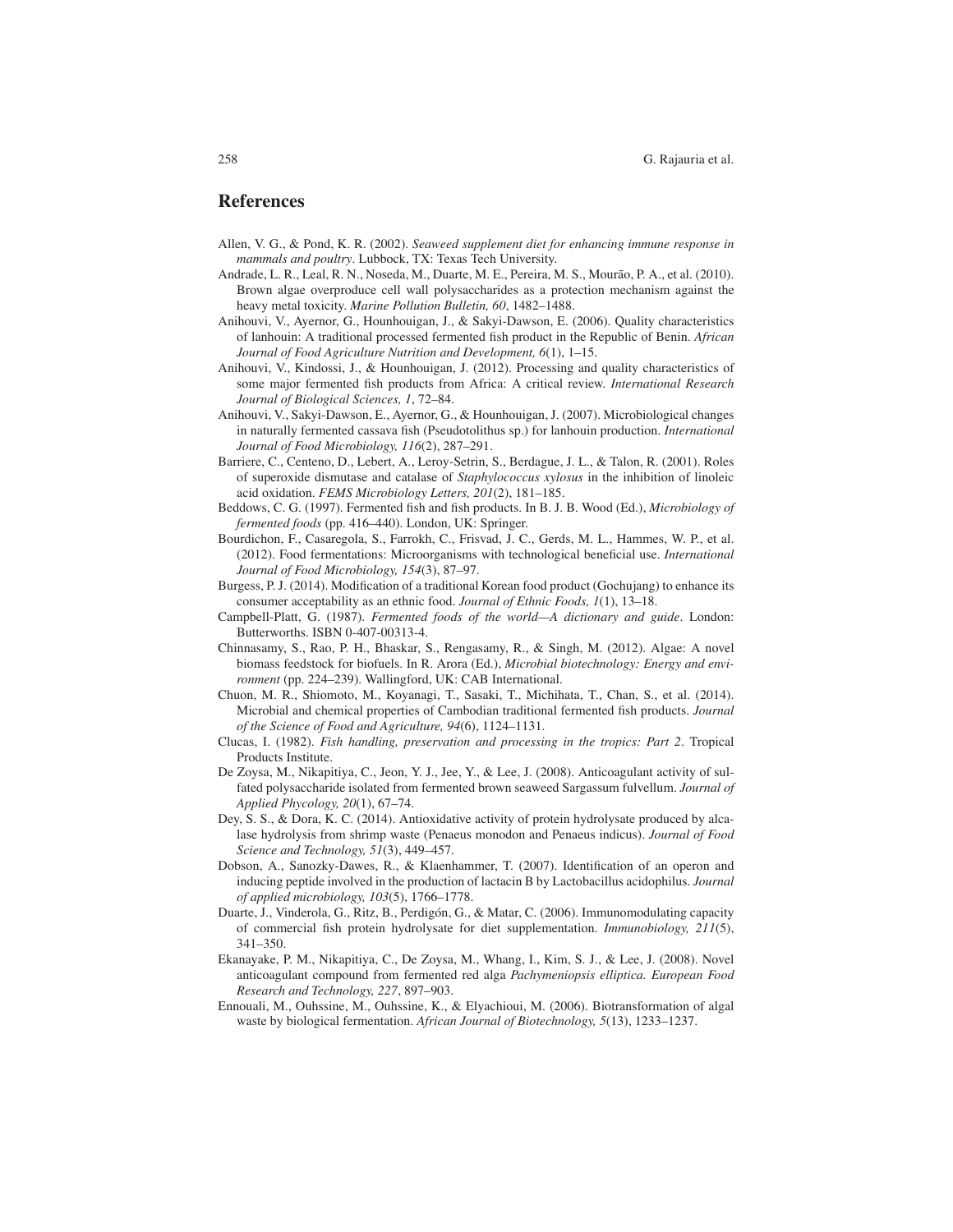## References

Allen, V. G., & Pond, K. R. (2002). *Seaweed supplement diet for enhancing immune response in mammals and poultry*. Lubbock, TX: Texas Tech University.

Andrade, L. R., Leal, R. N., Noseda, M., Duarte, M. E., Pereira, M. S., Mourão, P. A., et al. (2010). Brown algae overproduce cell wall polysaccharides as a protection mechanism against the heavy metal toxicity. *Marine Pollution Bulletin, 60*, 1482–1488.

Anihouvi, V., Ayernor, G., Hounhouigan, J., & Sakyi-Dawson, E. (2006). Quality characteristics of lanhouin: A traditional processed fermented fish product in the Republic of Benin. *African Journal of Food Agriculture Nutrition and Development, 6*(1), 1–15.

Anihouvi, V., Kindossi, J., & Hounhouigan, J. (2012). Processing and quality characteristics of some major fermented fish products from Africa: A critical review. *International Research Journal of Biological Sciences, 1*, 72–84.

Anihouvi, V., Sakyi-Dawson, E., Ayernor, G., & Hounhouigan, J. (2007). Microbiological changes in naturally fermented cassava fish (Pseudotolithus sp.) for lanhouin production. *International Journal of Food Microbiology, 116*(2), 287–291.

Barriere, C., Centeno, D., Lebert, A., Leroy-Setrin, S., Berdague, J. L., & Talon, R. (2001). Roles of superoxide dismutase and catalase of *Staphylococcus xylosus* in the inhibition of linoleic acid oxidation. *FEMS Microbiology Letters, 201*(2), 181–185.

Beddows, C. G. (1997). Fermented fish and fish products. In B. J. B. Wood (Ed.), *Microbiology of fermented foods* (pp. 416–440). London, UK: Springer.

Bourdichon, F., Casaregola, S., Farrokh, C., Frisvad, J. C., Gerds, M. L., Hammes, W. P., et al. (2012). Food fermentations: Microorganisms with technological beneficial use. *International Journal of Food Microbiology, 154*(3), 87–97.

Burgess, P. J. (2014). Modification of a traditional Korean food product (Gochujang) to enhance its consumer acceptability as an ethnic food. *Journal of Ethnic Foods, 1*(1), 13–18.

Campbell-Platt, G. (1987). *Fermented foods of the world—A dictionary and guide*. London: Butterworths. ISBN 0-407-00313-4.

Chinnasamy, S., Rao, P. H., Bhaskar, S., Rengasamy, R., & Singh, M. (2012). Algae: A novel biomass feedstock for biofuels. In R. Arora (Ed.), *Microbial biotechnology: Energy and environment* (pp. 224–239). Wallingford, UK: CAB International.

Chuon, M. R., Shiomoto, M., Koyanagi, T., Sasaki, T., Michihata, T., Chan, S., et al. (2014). Microbial and chemical properties of Cambodian traditional fermented fish products. *Journal of the Science of Food and Agriculture, 94*(6), 1124–1131.

Clucas, I. (1982). *Fish handling, preservation and processing in the tropics: Part 2*. Tropical Products Institute.

De Zoysa, M., Nikapitiya, C., Jeon, Y. J., Jee, Y., & Lee, J. (2008). Anticoagulant activity of sulfated polysaccharide isolated from fermented brown seaweed Sargassum fulvellum. *Journal of Applied Phycology, 20*(1), 67–74.

Dey, S. S., & Dora, K. C. (2014). Antioxidative activity of protein hydrolysate produced by alcalase hydrolysis from shrimp waste (Penaeus monodon and Penaeus indicus). *Journal of Food Science and Technology, 51*(3), 449–457.

Dobson, A., Sanozky-Dawes, R., & Klaenhammer, T. (2007). Identification of an operon and inducing peptide involved in the production of lactacin B by Lactobacillus acidophilus. *Journal of applied microbiology, 103*(5), 1766–1778.

Duarte, J., Vinderola, G., Ritz, B., Perdigón, G., & Matar, C. (2006). Immunomodulating capacity of commercial fish protein hydrolysate for diet supplementation. *Immunobiology, 211*(5), 341–350.

Ekanayake, P. M., Nikapitiya, C., De Zoysa, M., Whang, I., Kim, S. J., & Lee, J. (2008). Novel anticoagulant compound from fermented red alga *Pachymeniopsis elliptica*. *European Food Research and Technology, 227*, 897–903.

Ennouali, M., Ouhssine, M., Ouhssine, K., & Elyachioui, M. (2006). Biotransformation of algal waste by biological fermentation. *African Journal of Biotechnology, 5*(13), 1233–1237.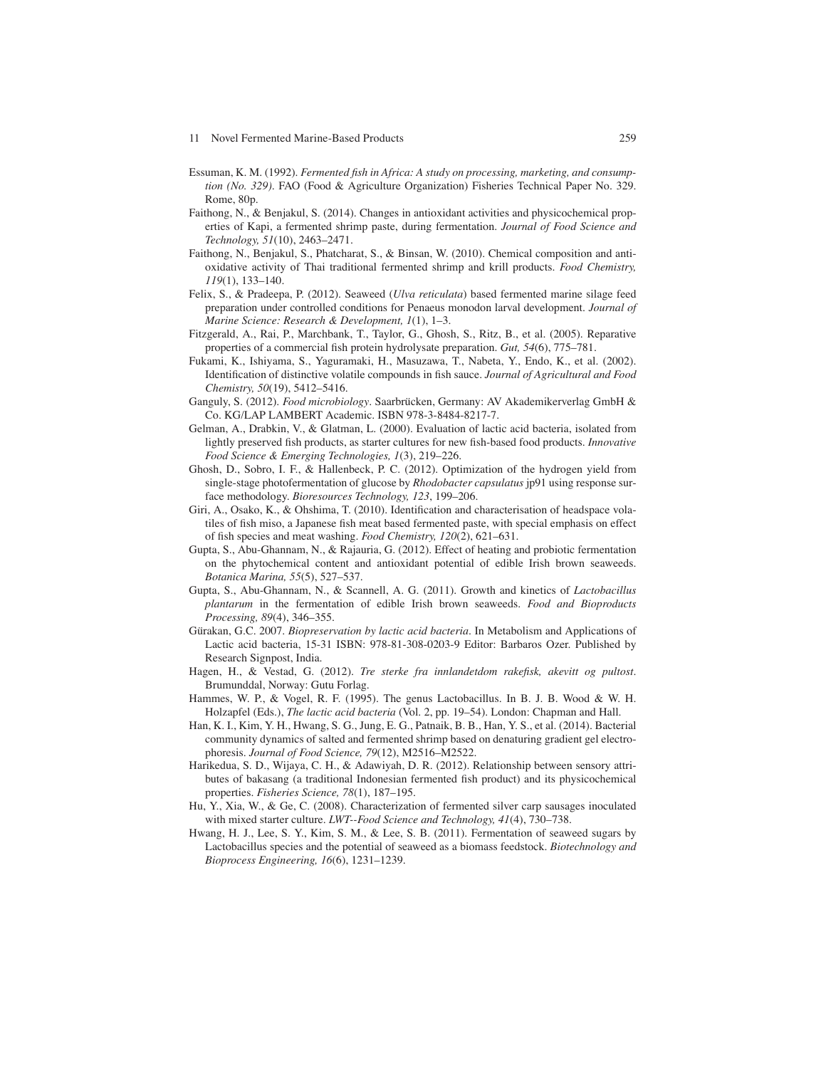Essuman, K. M. (1992). *Fermented fish in Africa: A study on processing, marketing, and consumption (No. 329)*. FAO (Food & Agriculture Organization) Fisheries Technical Paper No. 329. Rome, 80p.

Faithong, N., & Benjakul, S. (2014). Changes in antioxidant activities and physicochemical properties of Kapi, a fermented shrimp paste, during fermentation. *Journal of Food Science and Technology, 51*(10), 2463–2471.

Faithong, N., Benjakul, S., Phatcharat, S., & Binsan, W. (2010). Chemical composition and antioxidative activity of Thai traditional fermented shrimp and krill products. *Food Chemistry, 119*(1), 133–140.

Felix, S., & Pradeepa, P. (2012). Seaweed (*Ulva reticulata*) based fermented marine silage feed preparation under controlled conditions for Penaeus monodon larval development. *Journal of Marine Science: Research & Development, 1*(1), 1–3.

Fitzgerald, A., Rai, P., Marchbank, T., Taylor, G., Ghosh, S., Ritz, B., et al. (2005). Reparative properties of a commercial fish protein hydrolysate preparation. *Gut, 54*(6), 775–781.

Fukami, K., Ishiyama, S., Yaguramaki, H., Masuzawa, T., Nabeta, Y., Endo, K., et al. (2002). Identification of distinctive volatile compounds in fish sauce. *Journal of Agricultural and Food Chemistry, 50*(19), 5412–5416.

Ganguly, S. (2012). *Food microbiology*. Saarbrücken, Germany: AV Akademikerverlag GmbH & Co. KG/LAP LAMBERT Academic. ISBN 978-3-8484-8217-7.

Gelman, A., Drabkin, V., & Glatman, L. (2000). Evaluation of lactic acid bacteria, isolated from lightly preserved fish products, as starter cultures for new fish-based food products. *Innovative Food Science & Emerging Technologies, 1*(3), 219–226.

Ghosh, D., Sobro, I. F., & Hallenbeck, P. C. (2012). Optimization of the hydrogen yield from single-stage photofermentation of glucose by *Rhodobacter capsulatus* jp91 using response surface methodology. *Bioresources Technology, 123*, 199–206.

Giri, A., Osako, K., & Ohshima, T. (2010). Identification and characterisation of headspace volatiles of fish miso, a Japanese fish meat based fermented paste, with special emphasis on effect of fish species and meat washing. *Food Chemistry, 120*(2), 621–631.

Gupta, S., Abu-Ghannam, N., & Rajauria, G. (2012). Effect of heating and probiotic fermentation on the phytochemical content and antioxidant potential of edible Irish brown seaweeds. *Botanica Marina, 55*(5), 527–537.

Gupta, S., Abu-Ghannam, N., & Scannell, A. G. (2011). Growth and kinetics of *Lactobacillus plantarum* in the fermentation of edible Irish brown seaweeds. *Food and Bioproducts Processing, 89*(4), 346–355.

Gürakan, G.C. 2007. *Biopreservation by lactic acid bacteria*. In Metabolism and Applications of Lactic acid bacteria, 15-31 ISBN: 978-81-308-0203-9 Editor: Barbaros Ozer. Published by Research Signpost, India.

Hagen, H., & Vestad, G. (2012). *Tre sterke fra innlandetdom rakefisk, akevitt og pultost*. Brumunddal, Norway: Gutu Forlag.

Hammes, W. P., & Vogel, R. F. (1995). The genus Lactobacillus. In B. J. B. Wood & W. H. Holzapfel (Eds.), *The lactic acid bacteria* (Vol. 2, pp. 19–54). London: Chapman and Hall.

Han, K. I., Kim, Y. H., Hwang, S. G., Jung, E. G., Patnaik, B. B., Han, Y. S., et al. (2014). Bacterial community dynamics of salted and fermented shrimp based on denaturing gradient gel electrophoresis. *Journal of Food Science, 79*(12), M2516–M2522.

Harikedua, S. D., Wijaya, C. H., & Adawiyah, D. R. (2012). Relationship between sensory attributes of bakasang (a traditional Indonesian fermented fish product) and its physicochemical properties. *Fisheries Science, 78*(1), 187–195.

Hu, Y., Xia, W., & Ge, C. (2008). Characterization of fermented silver carp sausages inoculated with mixed starter culture. *LWT--Food Science and Technology, 41*(4), 730–738.

Hwang, H. J., Lee, S. Y., Kim, S. M., & Lee, S. B. (2011). Fermentation of seaweed sugars by Lactobacillus species and the potential of seaweed as a biomass feedstock. *Biotechnology and Bioprocess Engineering, 16*(6), 1231–1239.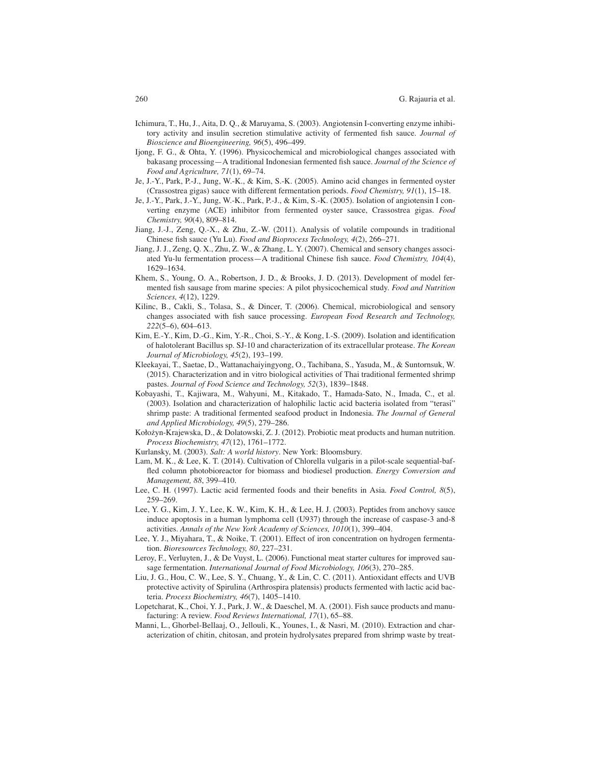Ichimura, T., Hu, J., Aita, D. Q., & Maruyama, S. (2003). Angiotensin I-converting enzyme inhibitory activity and insulin secretion stimulative activity of fermented fish sauce. *Journal of Bioscience and Bioengineering, 96*(5), 496–499.

Ijong, F. G., & Ohta, Y. (1996). Physicochemical and microbiological changes associated with bakasang processing—A traditional Indonesian fermented fish sauce. *Journal of the Science of Food and Agriculture, 71*(1), 69–74.

Je, J.-Y., Park, P.-J., Jung, W.-K., & Kim, S.-K. (2005). Amino acid changes in fermented oyster (Crassostrea gigas) sauce with different fermentation periods. *Food Chemistry, 91*(1), 15–18.

Je, J.-Y., Park, J.-Y., Jung, W.-K., Park, P.-J., & Kim, S.-K. (2005). Isolation of angiotensin I converting enzyme (ACE) inhibitor from fermented oyster sauce, Crassostrea gigas. *Food Chemistry, 90*(4), 809–814.

Jiang, J.-J., Zeng, Q.-X., & Zhu, Z.-W. (2011). Analysis of volatile compounds in traditional Chinese fish sauce (Yu Lu). *Food and Bioprocess Technology, 4*(2), 266–271.

Jiang, J. J., Zeng, Q. X., Zhu, Z. W., & Zhang, L. Y. (2007). Chemical and sensory changes associated Yu-lu fermentation process—A traditional Chinese fish sauce. *Food Chemistry, 104*(4), 1629–1634.

Khem, S., Young, O. A., Robertson, J. D., & Brooks, J. D. (2013). Development of model fermented fish sausage from marine species: A pilot physicochemical study. *Food and Nutrition Sciences, 4*(12), 1229.

Kilinc, B., Cakli, S., Tolasa, S., & Dincer, T. (2006). Chemical, microbiological and sensory changes associated with fish sauce processing. *European Food Research and Technology, 222*(5–6), 604–613.

Kim, E.-Y., Kim, D.-G., Kim, Y.-R., Choi, S.-Y., & Kong, I.-S. (2009). Isolation and identification of halotolerant Bacillus sp. SJ-10 and characterization of its extracellular protease. *The Korean Journal of Microbiology, 45*(2), 193–199.

Kleekayai, T., Saetae, D., Wattanachaiyingyong, O., Tachibana, S., Yasuda, M., & Suntornsuk, W. (2015). Characterization and in vitro biological activities of Thai traditional fermented shrimp pastes. *Journal of Food Science and Technology, 52*(3), 1839–1848.

Kobayashi, T., Kajiwara, M., Wahyuni, M., Kitakado, T., Hamada-Sato, N., Imada, C., et al. (2003). Isolation and characterization of halophilic lactic acid bacteria isolated from "terasi" shrimp paste: A traditional fermented seafood product in Indonesia. *The Journal of General and Applied Microbiology, 49*(5), 279–286.

Kołożyn-Krajewska, D., & Dolatowski, Z. J. (2012). Probiotic meat products and human nutrition. *Process Biochemistry, 47*(12), 1761–1772.

Kurlansky, M. (2003). *Salt: A world history*. New York: Bloomsbury.

Lam, M. K., & Lee, K. T. (2014). Cultivation of Chlorella vulgaris in a pilot-scale sequential-baffled column photobioreactor for biomass and biodiesel production. *Energy Conversion and Management, 88*, 399–410.

Lee, C. H. (1997). Lactic acid fermented foods and their benefits in Asia. *Food Control, 8*(5), 259–269.

Lee, Y. G., Kim, J. Y., Lee, K. W., Kim, K. H., & Lee, H. J. (2003). Peptides from anchovy sauce induce apoptosis in a human lymphoma cell (U937) through the increase of caspase-3 and-8 activities. *Annals of the New York Academy of Sciences, 1010*(1), 399–404.

Lee, Y. J., Miyahara, T., & Noike, T. (2001). Effect of iron concentration on hydrogen fermentation. *Bioresources Technology, 80*, 227–231.

Leroy, F., Verluyten, J., & De Vuyst, L. (2006). Functional meat starter cultures for improved sausage fermentation. *International Journal of Food Microbiology, 106*(3), 270–285.

Liu, J. G., Hou, C. W., Lee, S. Y., Chuang, Y., & Lin, C. C. (2011). Antioxidant effects and UVB protective activity of Spirulina (Arthrospira platensis) products fermented with lactic acid bacteria. *Process Biochemistry, 46*(7), 1405–1410.

Lopetcharat, K., Choi, Y. J., Park, J. W., & Daeschel, M. A. (2001). Fish sauce products and manufacturing: A review. *Food Reviews International, 17*(1), 65–88.

Manni, L., Ghorbel-Bellaaj, O., Jellouli, K., Younes, I., & Nasri, M. (2010). Extraction and characterization of chitin, chitosan, and protein hydrolysates prepared from shrimp waste by treat-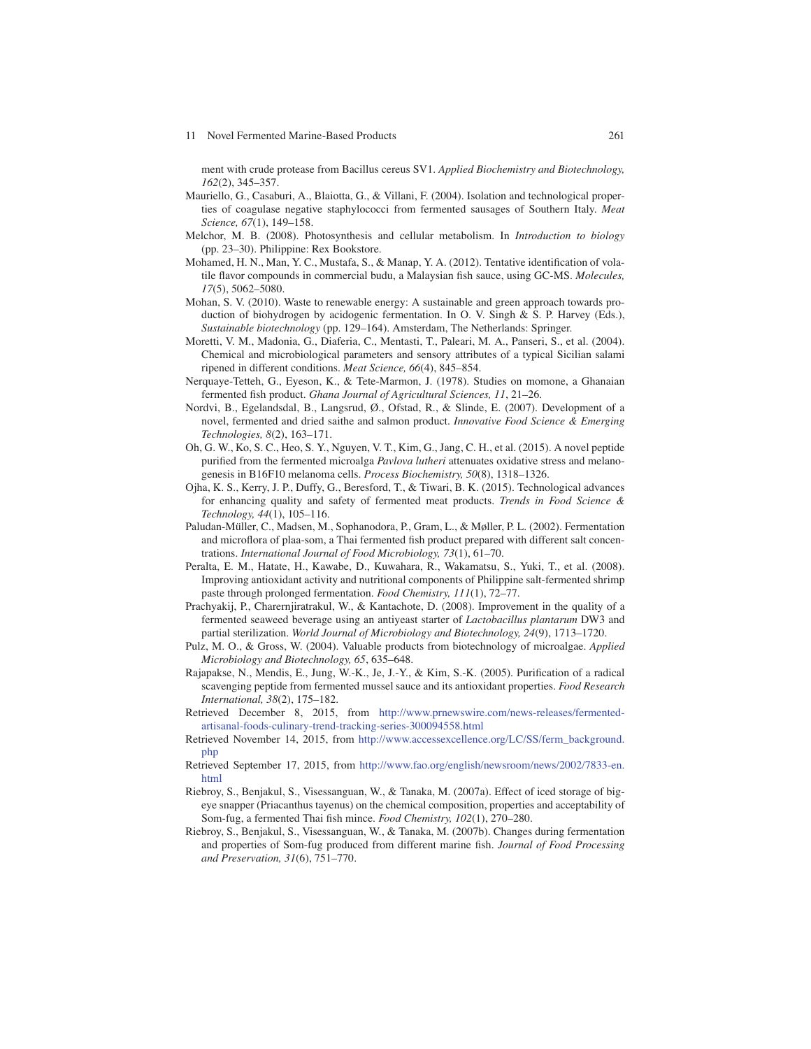ment with crude protease from Bacillus cereus SV1. *Applied Biochemistry and Biotechnology, 162*(2), 345–357.

Mauriello, G., Casaburi, A., Blaiotta, G., & Villani, F. (2004). Isolation and technological properties of coagulase negative staphylococci from fermented sausages of Southern Italy. *Meat Science, 67*(1), 149–158.

Melchor, M. B. (2008). Photosynthesis and cellular metabolism. In *Introduction to biology* (pp. 23–30). Philippine: Rex Bookstore.

Mohamed, H. N., Man, Y. C., Mustafa, S., & Manap, Y. A. (2012). Tentative identification of volatile flavor compounds in commercial budu, a Malaysian fish sauce, using GC-MS. *Molecules, 17*(5), 5062–5080.

Mohan, S. V. (2010). Waste to renewable energy: A sustainable and green approach towards production of biohydrogen by acidogenic fermentation. In O. V. Singh & S. P. Harvey (Eds.), *Sustainable biotechnology* (pp. 129–164). Amsterdam, The Netherlands: Springer.

Moretti, V. M., Madonia, G., Diaferia, C., Mentasti, T., Paleari, M. A., Panseri, S., et al. (2004). Chemical and microbiological parameters and sensory attributes of a typical Sicilian salami ripened in different conditions. *Meat Science, 66*(4), 845–854.

Nerquaye-Tetteh, G., Eyeson, K., & Tete-Marmon, J. (1978). Studies on momone, a Ghanaian fermented fish product. *Ghana Journal of Agricultural Sciences, 11*, 21–26.

Nordvi, B., Egelandsdal, B., Langsrud, Ø., Ofstad, R., & Slinde, E. (2007). Development of a novel, fermented and dried saithe and salmon product. *Innovative Food Science & Emerging Technologies, 8*(2), 163–171.

Oh, G. W., Ko, S. C., Heo, S. Y., Nguyen, V. T., Kim, G., Jang, C. H., et al. (2015). A novel peptide purified from the fermented microalga *Pavlova lutheri* attenuates oxidative stress and melanogenesis in B16F10 melanoma cells. *Process Biochemistry, 50*(8), 1318–1326.

Ojha, K. S., Kerry, J. P., Duffy, G., Beresford, T., & Tiwari, B. K. (2015). Technological advances for enhancing quality and safety of fermented meat products. *Trends in Food Science & Technology, 44*(1), 105–116.

Paludan-Müller, C., Madsen, M., Sophanodora, P., Gram, L., & Møller, P. L. (2002). Fermentation and microflora of plaa-som, a Thai fermented fish product prepared with different salt concentrations. *International Journal of Food Microbiology, 73*(1), 61–70.

Peralta, E. M., Hatate, H., Kawabe, D., Kuwahara, R., Wakamatsu, S., Yuki, T., et al. (2008). Improving antioxidant activity and nutritional components of Philippine salt-fermented shrimp paste through prolonged fermentation. *Food Chemistry, 111*(1), 72–77.

Prachyakij, P., Charernjiratrakul, W., & Kantachote, D. (2008). Improvement in the quality of a fermented seaweed beverage using an antiyeast starter of *Lactobacillus plantarum* DW3 and partial sterilization. *World Journal of Microbiology and Biotechnology, 24*(9), 1713–1720.

Pulz, M. O., & Gross, W. (2004). Valuable products from biotechnology of microalgae. *Applied Microbiology and Biotechnology, 65*, 635–648.

Rajapakse, N., Mendis, E., Jung, W.-K., Je, J.-Y., & Kim, S.-K. (2005). Purification of a radical scavenging peptide from fermented mussel sauce and its antioxidant properties. *Food Research International, 38*(2), 175–182.

Retrieved December 8, 2015, from http://www.prnewswire.com/news-releases/fermented-artisanal-foods-culinary-trend-tracking-series-300094558.html

Retrieved November 14, 2015, from http://www.accessexcellence.org/LC/SS/ferm_background.php

Retrieved September 17, 2015, from http://www.fao.org/english/newsroom/news/2002/7833-en.html

Riebroy, S., Benjakul, S., Visessanguan, W., & Tanaka, M. (2007a). Effect of iced storage of bigeye snapper (Priacanthus tayenus) on the chemical composition, properties and acceptability of Som-fug, a fermented Thai fish mince. *Food Chemistry, 102*(1), 270–280.

Riebroy, S., Benjakul, S., Visessanguan, W., & Tanaka, M. (2007b). Changes during fermentation and properties of Som-fug produced from different marine fish. *Journal of Food Processing and Preservation, 31*(6), 751–770.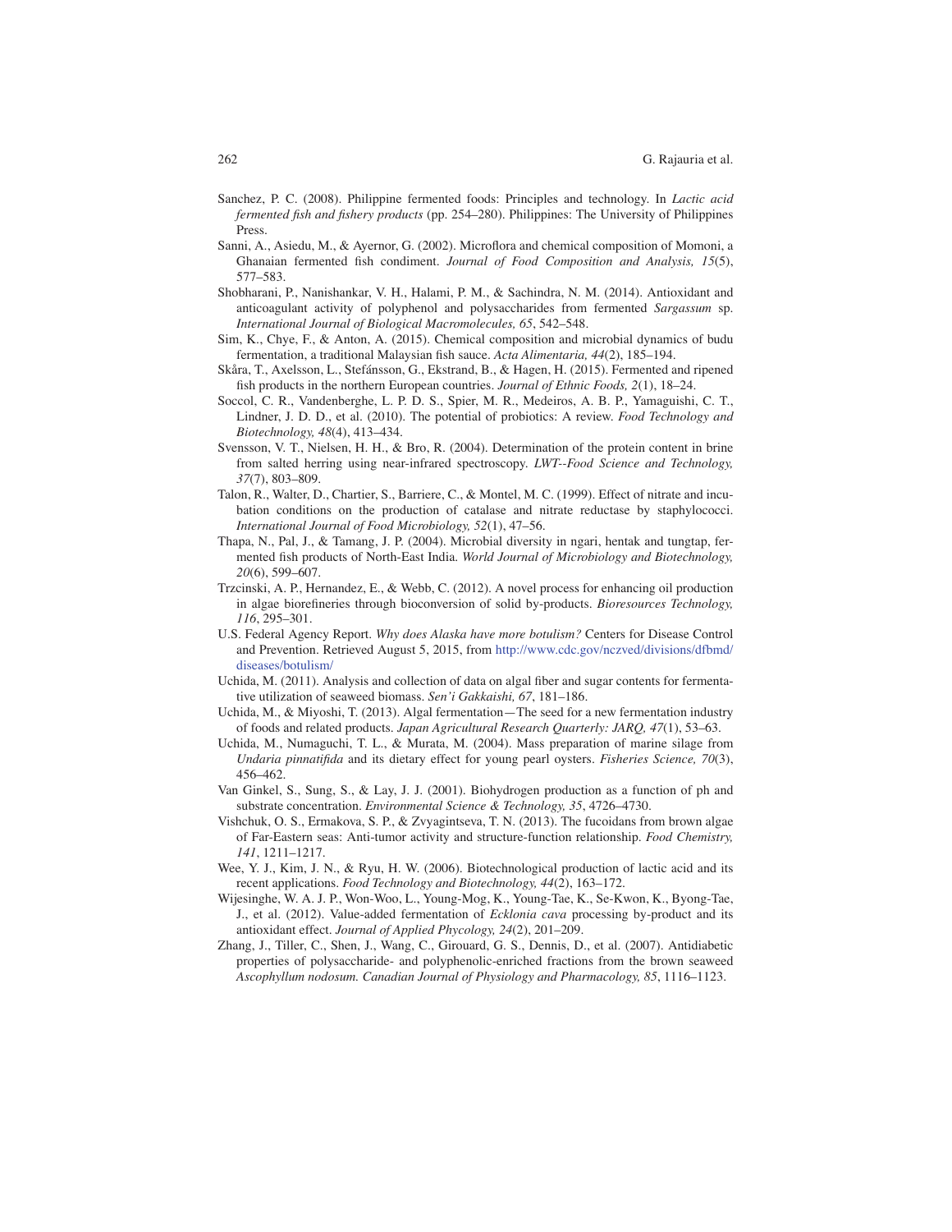Sanchez, P. C. (2008). Philippine fermented foods: Principles and technology. In *Lactic acid fermented fish and fishery products* (pp. 254–280). Philippines: The University of Philippines Press.

Sanni, A., Asiedu, M., & Ayernor, G. (2002). Microflora and chemical composition of Momoni, a Ghanaian fermented fish condiment. *Journal of Food Composition and Analysis, 15*(5), 577–583.

Shobharani, P., Nanishankar, V. H., Halami, P. M., & Sachindra, N. M. (2014). Antioxidant and anticoagulant activity of polyphenol and polysaccharides from fermented *Sargassum* sp. *International Journal of Biological Macromolecules, 65*, 542–548.

Sim, K., Chye, F., & Anton, A. (2015). Chemical composition and microbial dynamics of budu fermentation, a traditional Malaysian fish sauce. *Acta Alimentaria, 44*(2), 185–194.

Skåra, T., Axelsson, L., Stefánsson, G., Ekstrand, B., & Hagen, H. (2015). Fermented and ripened fish products in the northern European countries. *Journal of Ethnic Foods, 2*(1), 18–24.

Soccol, C. R., Vandenberghe, L. P. D. S., Spier, M. R., Medeiros, A. B. P., Yamaguishi, C. T., Lindner, J. D. D., et al. (2010). The potential of probiotics: A review. *Food Technology and Biotechnology, 48*(4), 413–434.

Svensson, V. T., Nielsen, H. H., & Bro, R. (2004). Determination of the protein content in brine from salted herring using near-infrared spectroscopy. *LWT--Food Science and Technology, 37*(7), 803–809.

Talon, R., Walter, D., Chartier, S., Barriere, C., & Montel, M. C. (1999). Effect of nitrate and incubation conditions on the production of catalase and nitrate reductase by staphylococci. *International Journal of Food Microbiology, 52*(1), 47–56.

Thapa, N., Pal, J., & Tamang, J. P. (2004). Microbial diversity in ngari, hentak and tungtap, fermented fish products of North-East India. *World Journal of Microbiology and Biotechnology, 20*(6), 599–607.

Trzcinski, A. P., Hernandez, E., & Webb, C. (2012). A novel process for enhancing oil production in algae biorefineries through bioconversion of solid by-products. *Bioresources Technology, 116*, 295–301.

U.S. Federal Agency Report. *Why does Alaska have more botulism?* Centers for Disease Control and Prevention. Retrieved August 5, 2015, from http://www.cdc.gov/nczved/divisions/dfbmd/diseases/botulism/

Uchida, M. (2011). Analysis and collection of data on algal fiber and sugar contents for fermentative utilization of seaweed biomass. *Sen'i Gakkaishi, 67*, 181–186.

Uchida, M., & Miyoshi, T. (2013). Algal fermentation—The seed for a new fermentation industry of foods and related products. *Japan Agricultural Research Quarterly: JARQ, 47*(1), 53–63.

Uchida, M., Numaguchi, T. L., & Murata, M. (2004). Mass preparation of marine silage from *Undaria pinnatifida* and its dietary effect for young pearl oysters. *Fisheries Science, 70*(3), 456–462.

Van Ginkel, S., Sung, S., & Lay, J. J. (2001). Biohydrogen production as a function of ph and substrate concentration. *Environmental Science & Technology, 35*, 4726–4730.

Vishchuk, O. S., Ermakova, S. P., & Zvyagintseva, T. N. (2013). The fucoidans from brown algae of Far-Eastern seas: Anti-tumor activity and structure-function relationship. *Food Chemistry, 141*, 1211–1217.

Wee, Y. J., Kim, J. N., & Ryu, H. W. (2006). Biotechnological production of lactic acid and its recent applications. *Food Technology and Biotechnology, 44*(2), 163–172.

Wijesinghe, W. A. J. P., Won-Woo, L., Young-Mog, K., Young-Tae, K., Se-Kwon, K., Byong-Tae, J., et al. (2012). Value-added fermentation of *Ecklonia cava* processing by-product and its antioxidant effect. *Journal of Applied Phycology, 24*(2), 201–209.

Zhang, J., Tiller, C., Shen, J., Wang, C., Girouard, G. S., Dennis, D., et al. (2007). Antidiabetic properties of polysaccharide- and polyphenolic-enriched fractions from the brown seaweed *Ascophyllum nodosum. Canadian Journal of Physiology and Pharmacology, 85*, 1116–1123.